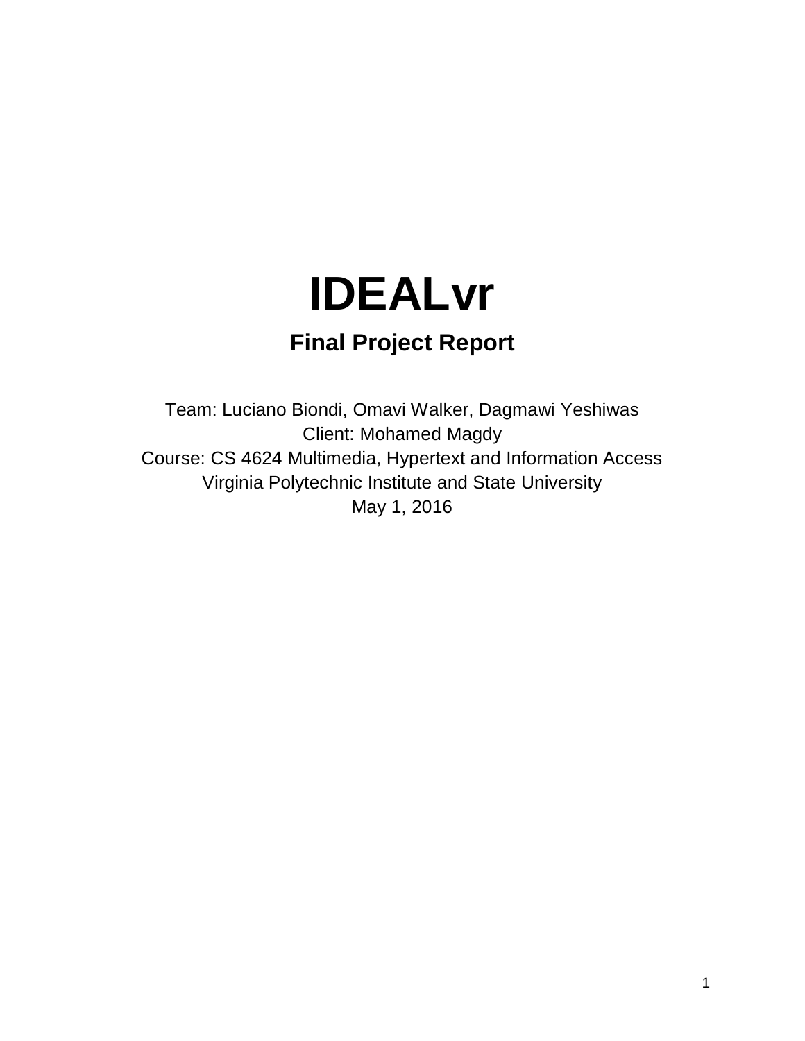# IDEALvr

## Final Project Report

Team: Luciano Biondi, Omavi Walker, Dagmawi Yeshiwas
Client: Mohamed Magdy
Course: CS 4624 Multimedia, Hypertext and Information Access
Virginia Polytechnic Institute and State University
May 1, 2016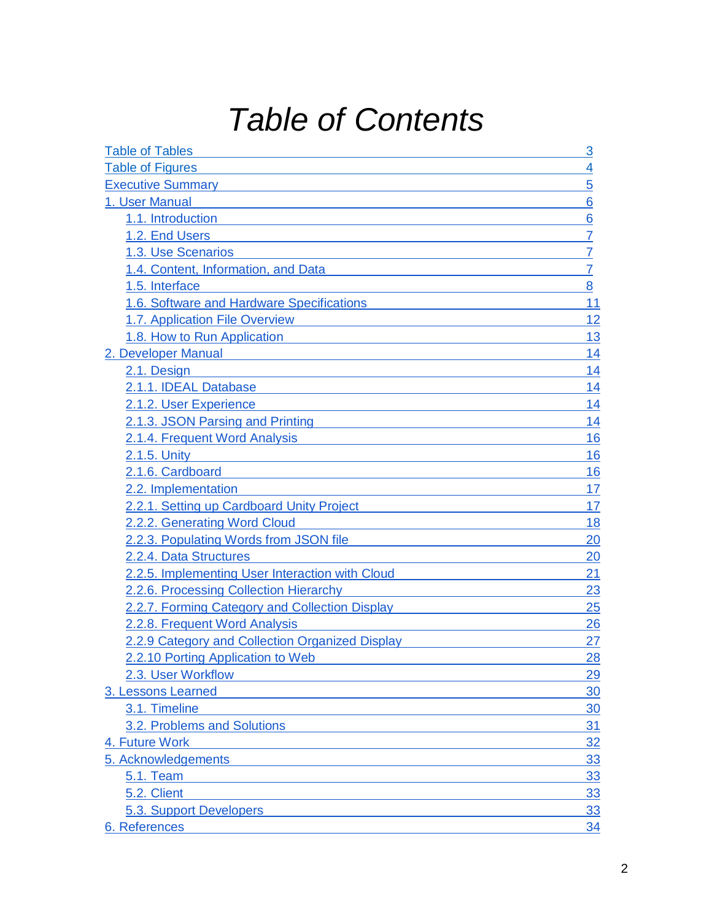# *Table of Contents*

- Table of Tables — 3
- Table of Figures — 4
- Executive Summary — 5
- 1. User Manual — 6
  - 1.1. Introduction — 6
  - 1.2. End Users — 7
  - 1.3. Use Scenarios — 7
  - 1.4. Content, Information, and Data — 7
  - 1.5. Interface — 8
  - 1.6. Software and Hardware Specifications — 11
  - 1.7. Application File Overview — 12
  - 1.8. How to Run Application — 13
- 2. Developer Manual — 14
  - 2.1. Design — 14
  - 2.1.1. IDEAL Database — 14
  - 2.1.2. User Experience — 14
  - 2.1.3. JSON Parsing and Printing — 14
  - 2.1.4. Frequent Word Analysis — 16
  - 2.1.5. Unity — 16
  - 2.1.6. Cardboard — 16
  - 2.2. Implementation — 17
  - 2.2.1. Setting up Cardboard Unity Project — 17
  - 2.2.2. Generating Word Cloud — 18
  - 2.2.3. Populating Words from JSON file — 20
  - 2.2.4. Data Structures — 20
  - 2.2.5. Implementing User Interaction with Cloud — 21
  - 2.2.6. Processing Collection Hierarchy — 23
  - 2.2.7. Forming Category and Collection Display — 25
  - 2.2.8. Frequent Word Analysis — 26
  - 2.2.9 Category and Collection Organized Display — 27
  - 2.2.10 Porting Application to Web — 28
  - 2.3. User Workflow — 29
- 3. Lessons Learned — 30
  - 3.1. Timeline — 30
  - 3.2. Problems and Solutions — 31
- 4. Future Work — 32
- 5. Acknowledgements — 33
  - 5.1. Team — 33
  - 5.2. Client — 33
  - 5.3. Support Developers — 33
- 6. References — 34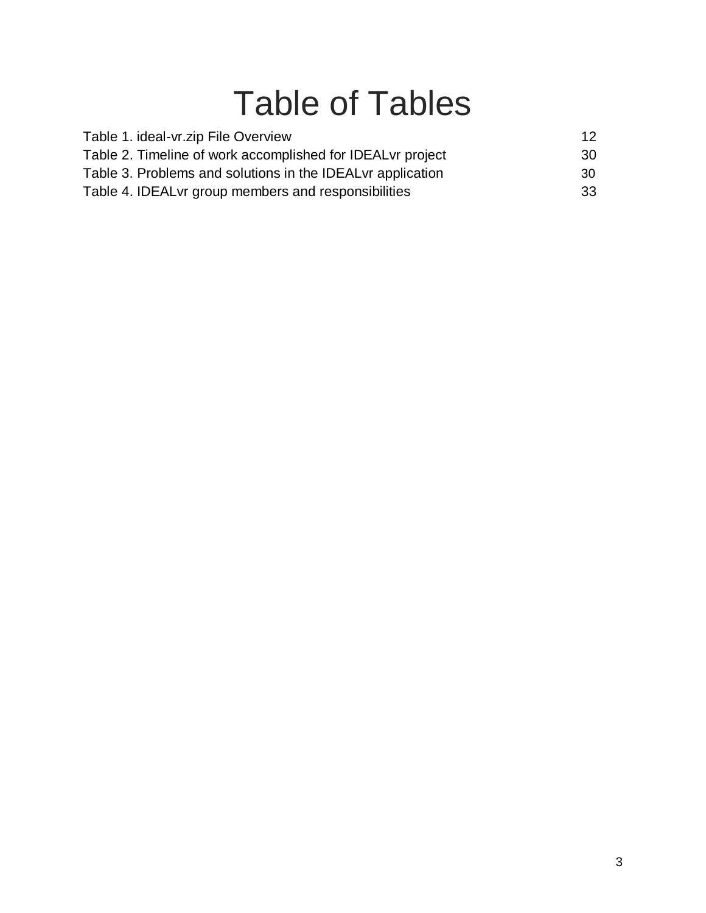# Table of Tables

Table 1. ideal-vr.zip File Overview 12

Table 2. Timeline of work accomplished for IDEALvr project 30

Table 3. Problems and solutions in the IDEALvr application 30

Table 4. IDEALvr group members and responsibilities 33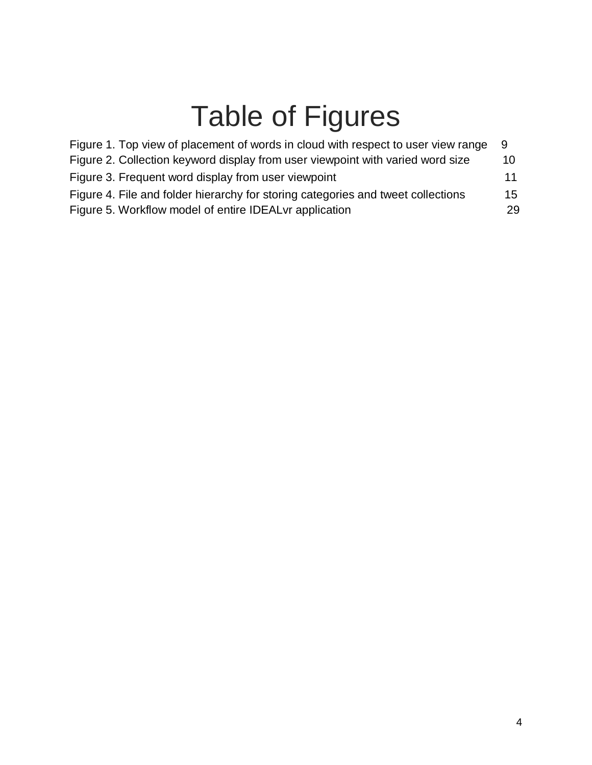# Table of Figures

Figure 1. Top view of placement of words in cloud with respect to user view range 9
Figure 2. Collection keyword display from user viewpoint with varied word size 10
Figure 3. Frequent word display from user viewpoint 11
Figure 4. File and folder hierarchy for storing categories and tweet collections 15
Figure 5. Workflow model of entire IDEALvr application 29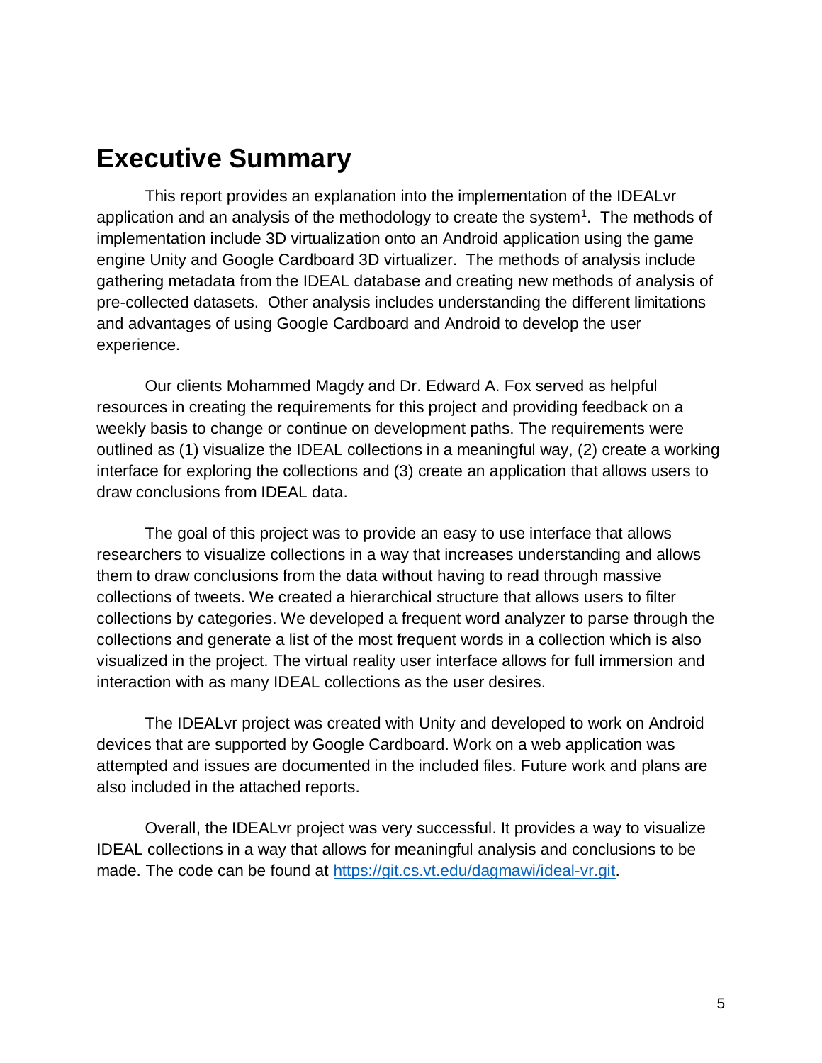# Executive Summary

This report provides an explanation into the implementation of the IDEALvr application and an analysis of the methodology to create the system[1]. The methods of implementation include 3D virtualization onto an Android application using the game engine Unity and Google Cardboard 3D virtualizer. The methods of analysis include gathering metadata from the IDEAL database and creating new methods of analysis of pre-collected datasets. Other analysis includes understanding the different limitations and advantages of using Google Cardboard and Android to develop the user experience.

Our clients Mohammed Magdy and Dr. Edward A. Fox served as helpful resources in creating the requirements for this project and providing feedback on a weekly basis to change or continue on development paths. The requirements were outlined as (1) visualize the IDEAL collections in a meaningful way, (2) create a working interface for exploring the collections and (3) create an application that allows users to draw conclusions from IDEAL data.

The goal of this project was to provide an easy to use interface that allows researchers to visualize collections in a way that increases understanding and allows them to draw conclusions from the data without having to read through massive collections of tweets. We created a hierarchical structure that allows users to filter collections by categories. We developed a frequent word analyzer to parse through the collections and generate a list of the most frequent words in a collection which is also visualized in the project. The virtual reality user interface allows for full immersion and interaction with as many IDEAL collections as the user desires.

The IDEALvr project was created with Unity and developed to work on Android devices that are supported by Google Cardboard. Work on a web application was attempted and issues are documented in the included files. Future work and plans are also included in the attached reports.

Overall, the IDEALvr project was very successful. It provides a way to visualize IDEAL collections in a way that allows for meaningful analysis and conclusions to be made. The code can be found at https://git.cs.vt.edu/dagmawi/ideal-vr.git.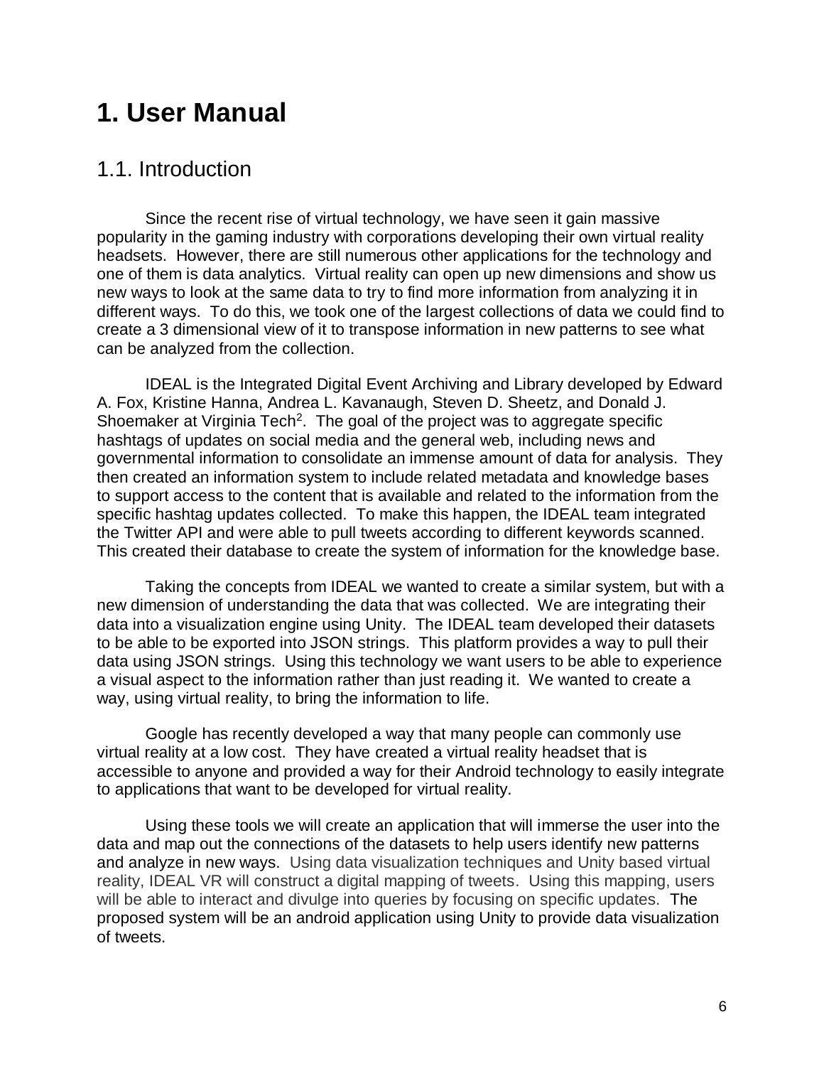# 1. User Manual

## 1.1. Introduction

Since the recent rise of virtual technology, we have seen it gain massive popularity in the gaming industry with corporations developing their own virtual reality headsets. However, there are still numerous other applications for the technology and one of them is data analytics. Virtual reality can open up new dimensions and show us new ways to look at the same data to try to find more information from analyzing it in different ways. To do this, we took one of the largest collections of data we could find to create a 3 dimensional view of it to transpose information in new patterns to see what can be analyzed from the collection.

IDEAL is the Integrated Digital Event Archiving and Library developed by Edward A. Fox, Kristine Hanna, Andrea L. Kavanaugh, Steven D. Sheetz, and Donald J. Shoemaker at Virginia Tech[2]. The goal of the project was to aggregate specific hashtags of updates on social media and the general web, including news and governmental information to consolidate an immense amount of data for analysis. They then created an information system to include related metadata and knowledge bases to support access to the content that is available and related to the information from the specific hashtag updates collected. To make this happen, the IDEAL team integrated the Twitter API and were able to pull tweets according to different keywords scanned. This created their database to create the system of information for the knowledge base.

Taking the concepts from IDEAL we wanted to create a similar system, but with a new dimension of understanding the data that was collected. We are integrating their data into a visualization engine using Unity. The IDEAL team developed their datasets to be able to be exported into JSON strings. This platform provides a way to pull their data using JSON strings. Using this technology we want users to be able to experience a visual aspect to the information rather than just reading it. We wanted to create a way, using virtual reality, to bring the information to life.

Google has recently developed a way that many people can commonly use virtual reality at a low cost. They have created a virtual reality headset that is accessible to anyone and provided a way for their Android technology to easily integrate to applications that want to be developed for virtual reality.

Using these tools we will create an application that will immerse the user into the data and map out the connections of the datasets to help users identify new patterns and analyze in new ways. Using data visualization techniques and Unity based virtual reality, IDEAL VR will construct a digital mapping of tweets. Using this mapping, users will be able to interact and divulge into queries by focusing on specific updates. The proposed system will be an android application using Unity to provide data visualization of tweets.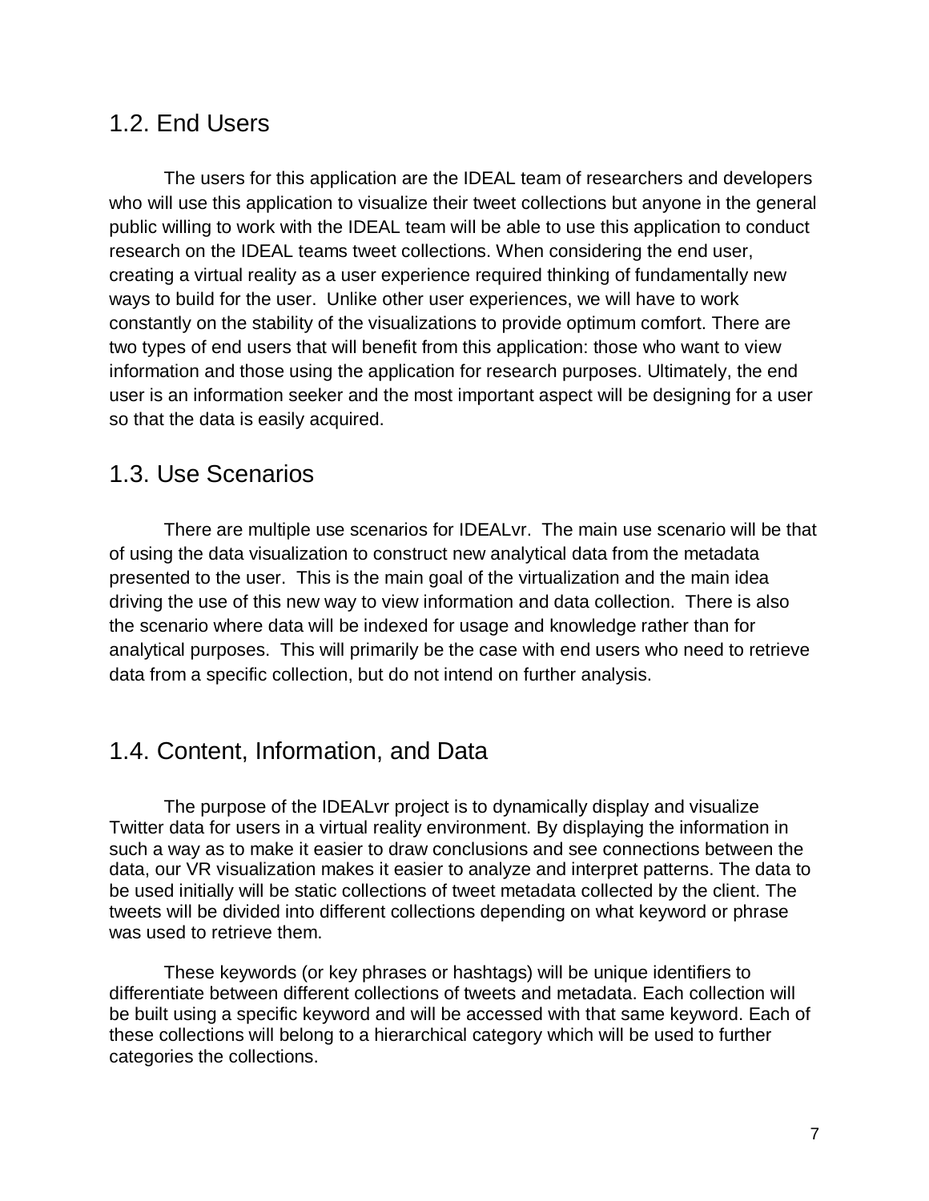## 1.2. End Users

The users for this application are the IDEAL team of researchers and developers who will use this application to visualize their tweet collections but anyone in the general public willing to work with the IDEAL team will be able to use this application to conduct research on the IDEAL teams tweet collections. When considering the end user, creating a virtual reality as a user experience required thinking of fundamentally new ways to build for the user. Unlike other user experiences, we will have to work constantly on the stability of the visualizations to provide optimum comfort. There are two types of end users that will benefit from this application: those who want to view information and those using the application for research purposes. Ultimately, the end user is an information seeker and the most important aspect will be designing for a user so that the data is easily acquired.

## 1.3. Use Scenarios

There are multiple use scenarios for IDEALvr. The main use scenario will be that of using the data visualization to construct new analytical data from the metadata presented to the user. This is the main goal of the virtualization and the main idea driving the use of this new way to view information and data collection. There is also the scenario where data will be indexed for usage and knowledge rather than for analytical purposes. This will primarily be the case with end users who need to retrieve data from a specific collection, but do not intend on further analysis.

## 1.4. Content, Information, and Data

The purpose of the IDEALvr project is to dynamically display and visualize Twitter data for users in a virtual reality environment. By displaying the information in such a way as to make it easier to draw conclusions and see connections between the data, our VR visualization makes it easier to analyze and interpret patterns. The data to be used initially will be static collections of tweet metadata collected by the client. The tweets will be divided into different collections depending on what keyword or phrase was used to retrieve them.

These keywords (or key phrases or hashtags) will be unique identifiers to differentiate between different collections of tweets and metadata. Each collection will be built using a specific keyword and will be accessed with that same keyword. Each of these collections will belong to a hierarchical category which will be used to further categories the collections.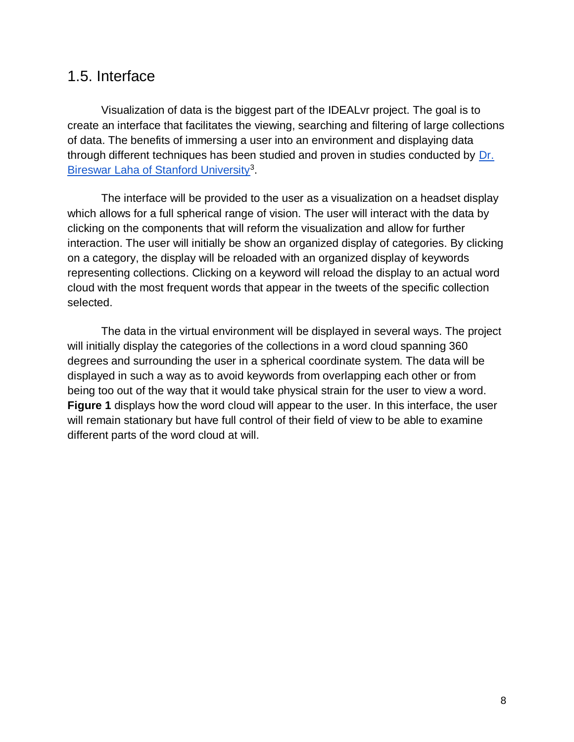## 1.5. Interface

Visualization of data is the biggest part of the IDEALvr project. The goal is to create an interface that facilitates the viewing, searching and filtering of large collections of data. The benefits of immersing a user into an environment and displaying data through different techniques has been studied and proven in studies conducted by Dr. Bireswar Laha of Stanford University[3].

The interface will be provided to the user as a visualization on a headset display which allows for a full spherical range of vision. The user will interact with the data by clicking on the components that will reform the visualization and allow for further interaction. The user will initially be show an organized display of categories. By clicking on a category, the display will be reloaded with an organized display of keywords representing collections. Clicking on a keyword will reload the display to an actual word cloud with the most frequent words that appear in the tweets of the specific collection selected.

The data in the virtual environment will be displayed in several ways. The project will initially display the categories of the collections in a word cloud spanning 360 degrees and surrounding the user in a spherical coordinate system. The data will be displayed in such a way as to avoid keywords from overlapping each other or from being too out of the way that it would take physical strain for the user to view a word. **Figure 1** displays how the word cloud will appear to the user. In this interface, the user will remain stationary but have full control of their field of view to be able to examine different parts of the word cloud at will.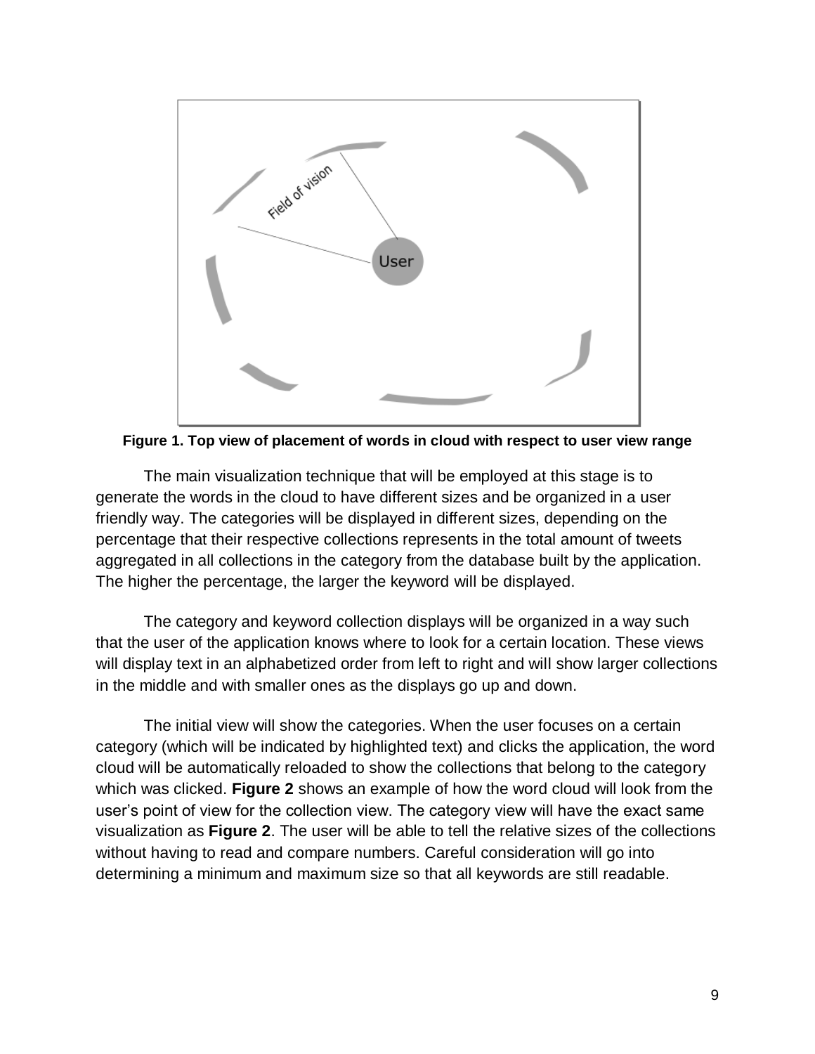**Figure 1. Top view of placement of words in cloud with respect to user view range**

The main visualization technique that will be employed at this stage is to generate the words in the cloud to have different sizes and be organized in a user friendly way. The categories will be displayed in different sizes, depending on the percentage that their respective collections represents in the total amount of tweets aggregated in all collections in the category from the database built by the application. The higher the percentage, the larger the keyword will be displayed.

The category and keyword collection displays will be organized in a way such that the user of the application knows where to look for a certain location. These views will display text in an alphabetized order from left to right and will show larger collections in the middle and with smaller ones as the displays go up and down.

The initial view will show the categories. When the user focuses on a certain category (which will be indicated by highlighted text) and clicks the application, the word cloud will be automatically reloaded to show the collections that belong to the category which was clicked. **Figure 2** shows an example of how the word cloud will look from the user's point of view for the collection view. The category view will have the exact same visualization as **Figure 2**. The user will be able to tell the relative sizes of the collections without having to read and compare numbers. Careful consideration will go into determining a minimum and maximum size so that all keywords are still readable.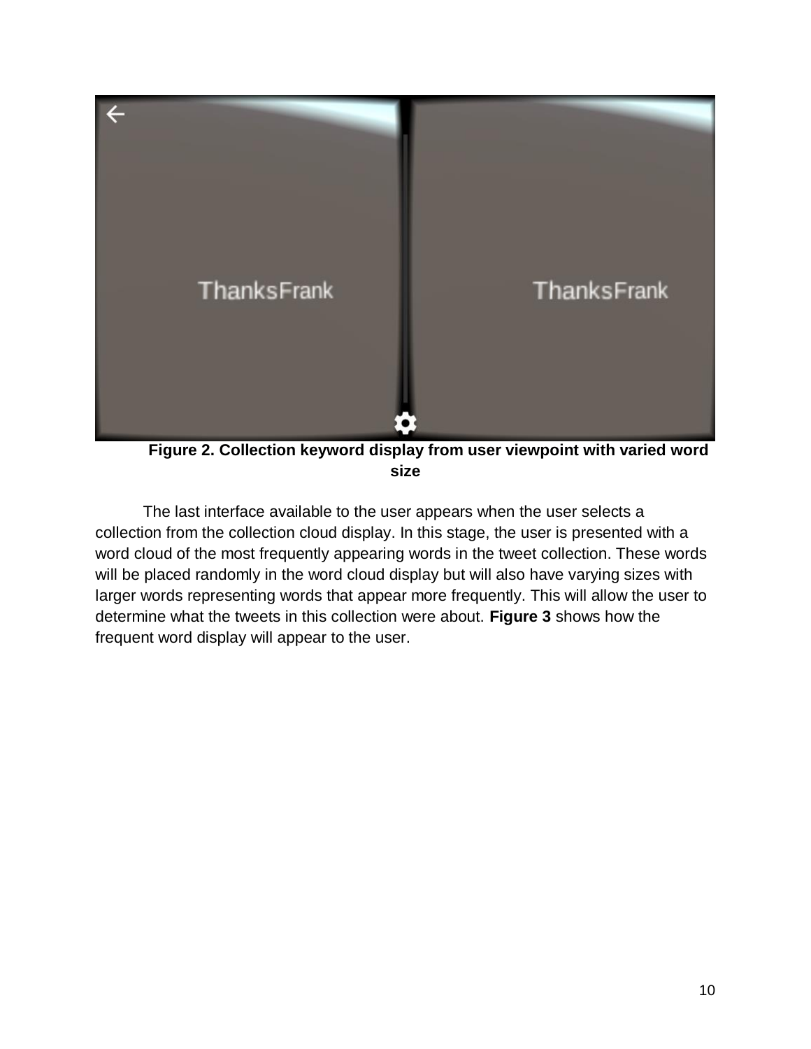**Figure 2. Collection keyword display from user viewpoint with varied word size**

The last interface available to the user appears when the user selects a collection from the collection cloud display. In this stage, the user is presented with a word cloud of the most frequently appearing words in the tweet collection. These words will be placed randomly in the word cloud display but will also have varying sizes with larger words representing words that appear more frequently. This will allow the user to determine what the tweets in this collection were about. **Figure 3** shows how the frequent word display will appear to the user.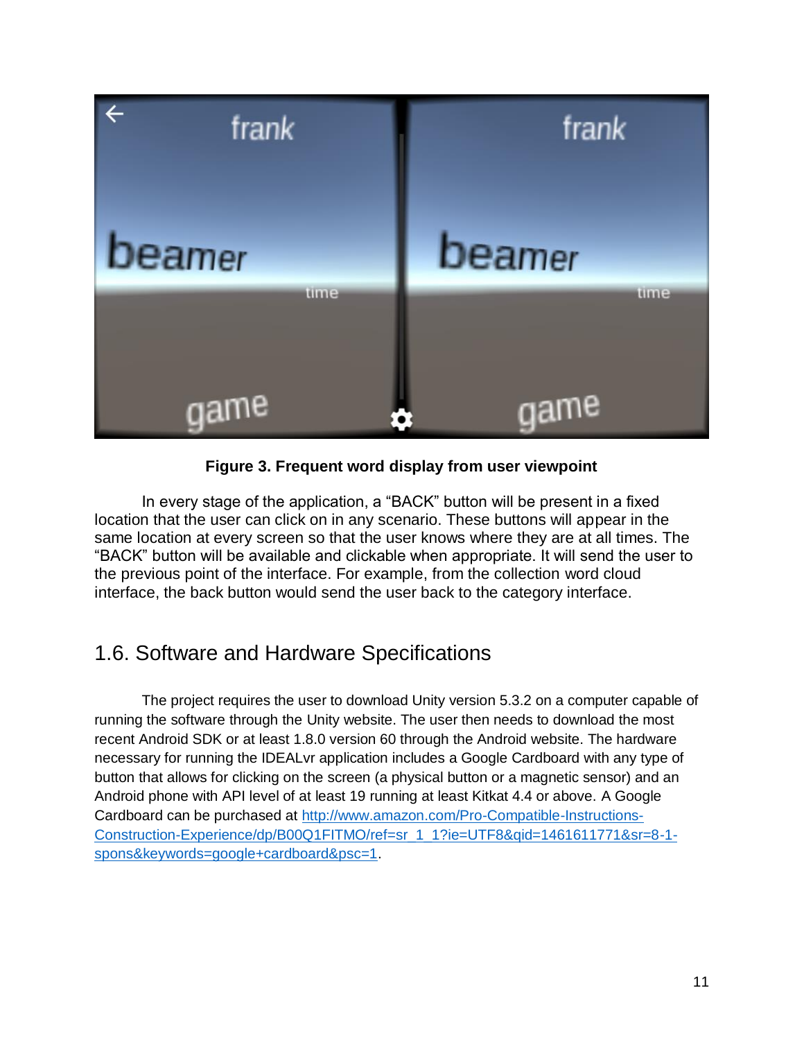**Figure 3. Frequent word display from user viewpoint**

In every stage of the application, a "BACK" button will be present in a fixed location that the user can click on in any scenario. These buttons will appear in the same location at every screen so that the user knows where they are at all times. The "BACK" button will be available and clickable when appropriate. It will send the user to the previous point of the interface. For example, from the collection word cloud interface, the back button would send the user back to the category interface.

## 1.6. Software and Hardware Specifications

The project requires the user to download Unity version 5.3.2 on a computer capable of running the software through the Unity website. The user then needs to download the most recent Android SDK or at least 1.8.0 version 60 through the Android website. The hardware necessary for running the IDEALvr application includes a Google Cardboard with any type of button that allows for clicking on the screen (a physical button or a magnetic sensor) and an Android phone with API level of at least 19 running at least Kitkat 4.4 or above. A Google Cardboard can be purchased at [http://www.amazon.com/Pro-Compatible-Instructions-Construction-Experience/dp/B00Q1FITMO/ref=sr_1_1?ie=UTF8&qid=1461611771&sr=8-1-spons&keywords=google+cardboard&psc=1](http://www.amazon.com/Pro-Compatible-Instructions-Construction-Experience/dp/B00Q1FITMO/ref=sr_1_1?ie=UTF8&qid=1461611771&sr=8-1-spons&keywords=google+cardboard&psc=1).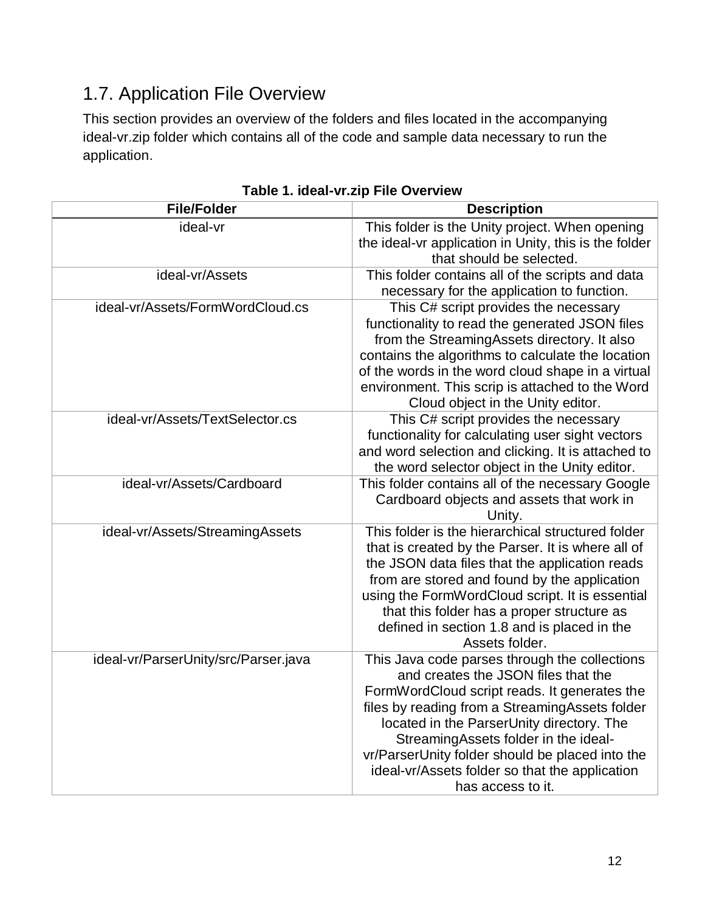## 1.7. Application File Overview

This section provides an overview of the folders and files located in the accompanying ideal-vr.zip folder which contains all of the code and sample data necessary to run the application.

**Table 1. ideal-vr.zip File Overview**

| File/Folder | Description |
| --- | --- |
| ideal-vr | This folder is the Unity project. When opening the ideal-vr application in Unity, this is the folder that should be selected. |
| ideal-vr/Assets | This folder contains all of the scripts and data necessary for the application to function. |
| ideal-vr/Assets/FormWordCloud.cs | This C# script provides the necessary functionality to read the generated JSON files from the StreamingAssets directory. It also contains the algorithms to calculate the location of the words in the word cloud shape in a virtual environment. This scrip is attached to the Word Cloud object in the Unity editor. |
| ideal-vr/Assets/TextSelector.cs | This C# script provides the necessary functionality for calculating user sight vectors and word selection and clicking. It is attached to the word selector object in the Unity editor. |
| ideal-vr/Assets/Cardboard | This folder contains all of the necessary Google Cardboard objects and assets that work in Unity. |
| ideal-vr/Assets/StreamingAssets | This folder is the hierarchical structured folder that is created by the Parser. It is where all of the JSON data files that the application reads from are stored and found by the application using the FormWordCloud script. It is essential that this folder has a proper structure as defined in section 1.8 and is placed in the Assets folder. |
| ideal-vr/ParserUnity/src/Parser.java | This Java code parses through the collections and creates the JSON files that the FormWordCloud script reads. It generates the files by reading from a StreamingAssets folder located in the ParserUnity directory. The StreamingAssets folder in the ideal-vr/ParserUnity folder should be placed into the ideal-vr/Assets folder so that the application has access to it. |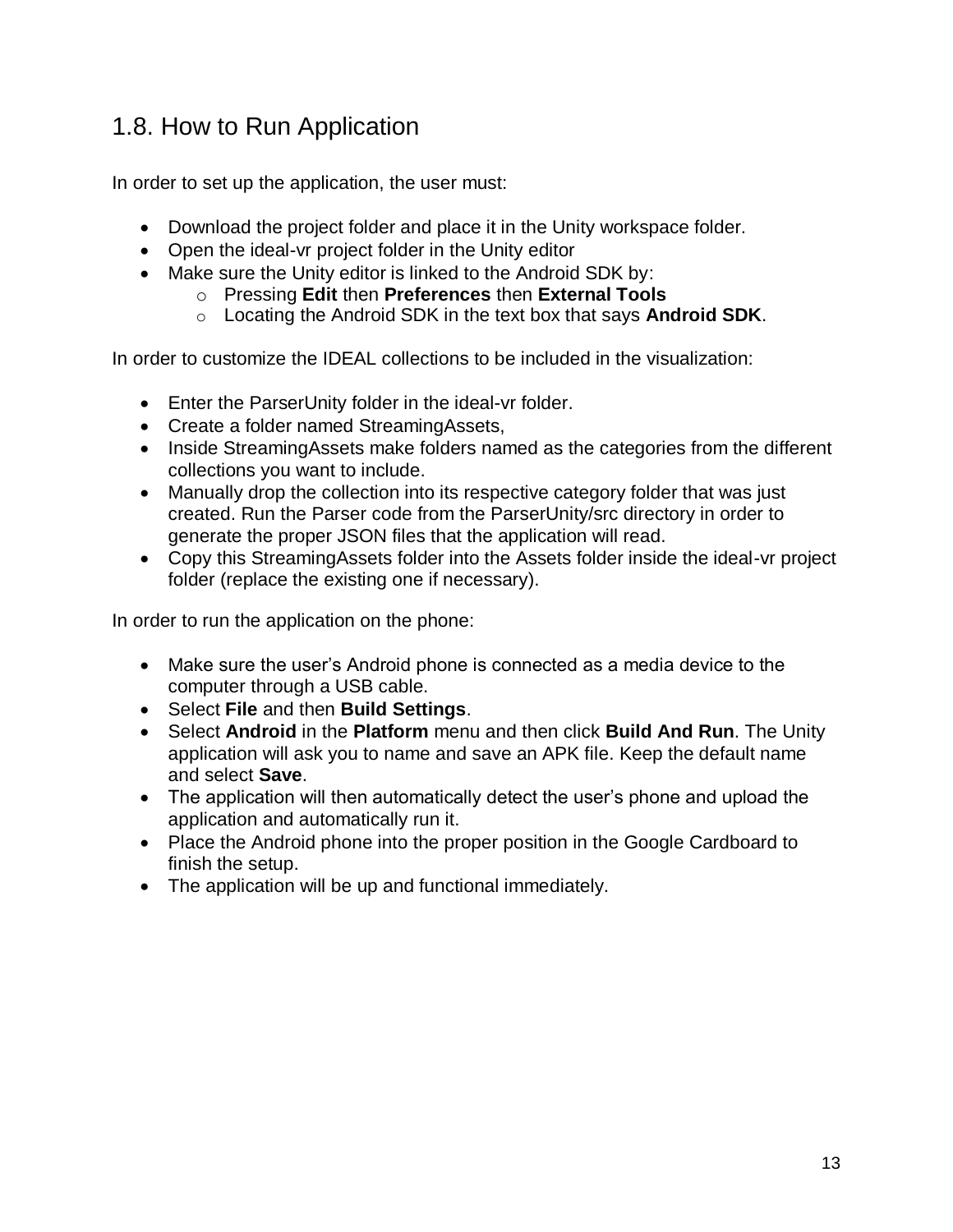## 1.8. How to Run Application

In order to set up the application, the user must:

- Download the project folder and place it in the Unity workspace folder.
- Open the ideal-vr project folder in the Unity editor
- Make sure the Unity editor is linked to the Android SDK by:
  - Pressing **Edit** then **Preferences** then **External Tools**
  - Locating the Android SDK in the text box that says **Android SDK**.

In order to customize the IDEAL collections to be included in the visualization:

- Enter the ParserUnity folder in the ideal-vr folder.
- Create a folder named StreamingAssets,
- Inside StreamingAssets make folders named as the categories from the different collections you want to include.
- Manually drop the collection into its respective category folder that was just created. Run the Parser code from the ParserUnity/src directory in order to generate the proper JSON files that the application will read.
- Copy this StreamingAssets folder into the Assets folder inside the ideal-vr project folder (replace the existing one if necessary).

In order to run the application on the phone:

- Make sure the user's Android phone is connected as a media device to the computer through a USB cable.
- Select **File** and then **Build Settings**.
- Select **Android** in the **Platform** menu and then click **Build And Run**. The Unity application will ask you to name and save an APK file. Keep the default name and select **Save**.
- The application will then automatically detect the user's phone and upload the application and automatically run it.
- Place the Android phone into the proper position in the Google Cardboard to finish the setup.
- The application will be up and functional immediately.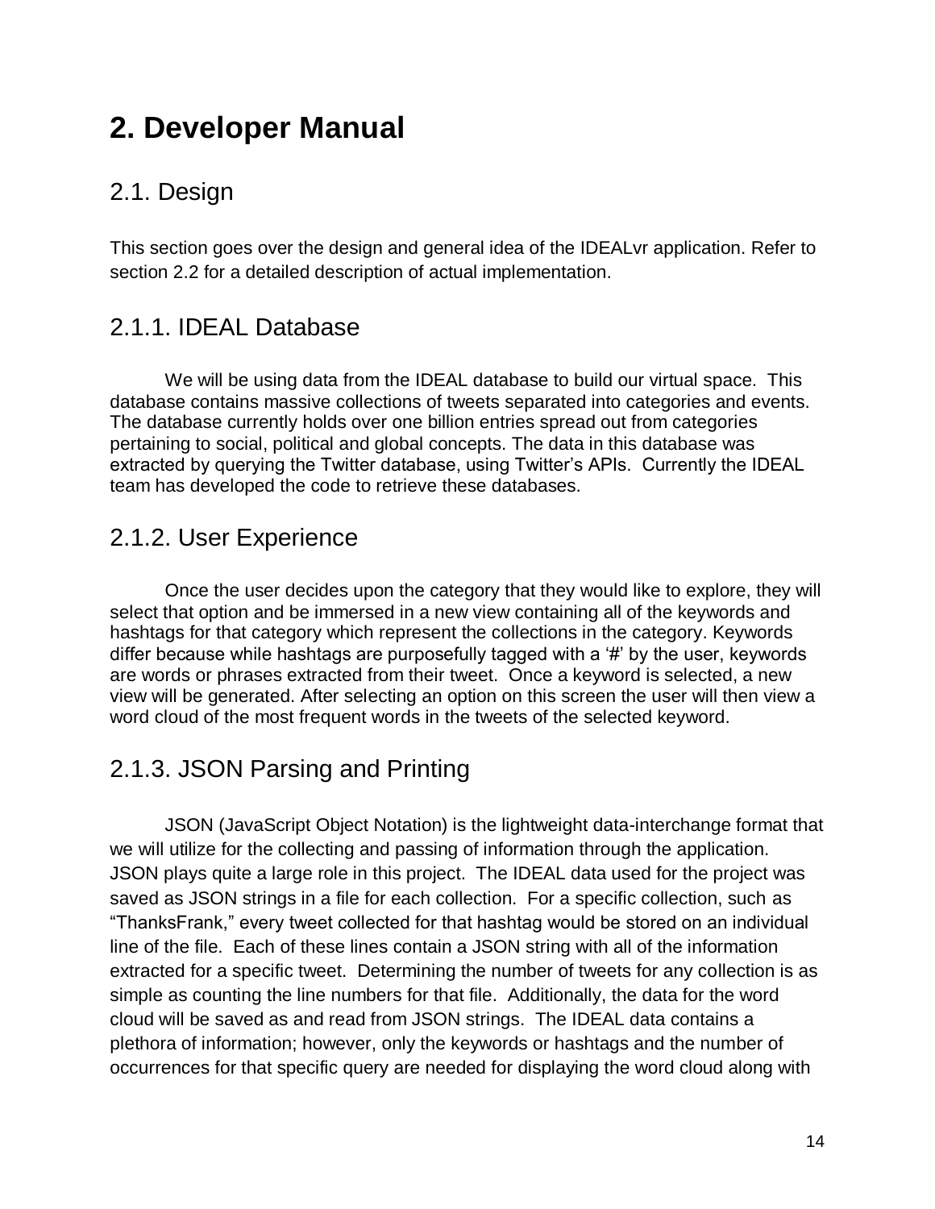# 2. Developer Manual

## 2.1. Design

This section goes over the design and general idea of the IDEALvr application. Refer to section 2.2 for a detailed description of actual implementation.

## 2.1.1. IDEAL Database

We will be using data from the IDEAL database to build our virtual space. This database contains massive collections of tweets separated into categories and events. The database currently holds over one billion entries spread out from categories pertaining to social, political and global concepts. The data in this database was extracted by querying the Twitter database, using Twitter's APIs. Currently the IDEAL team has developed the code to retrieve these databases.

## 2.1.2. User Experience

Once the user decides upon the category that they would like to explore, they will select that option and be immersed in a new view containing all of the keywords and hashtags for that category which represent the collections in the category. Keywords differ because while hashtags are purposefully tagged with a '#' by the user, keywords are words or phrases extracted from their tweet. Once a keyword is selected, a new view will be generated. After selecting an option on this screen the user will then view a word cloud of the most frequent words in the tweets of the selected keyword.

## 2.1.3. JSON Parsing and Printing

JSON (JavaScript Object Notation) is the lightweight data-interchange format that we will utilize for the collecting and passing of information through the application. JSON plays quite a large role in this project. The IDEAL data used for the project was saved as JSON strings in a file for each collection. For a specific collection, such as "ThanksFrank," every tweet collected for that hashtag would be stored on an individual line of the file. Each of these lines contain a JSON string with all of the information extracted for a specific tweet. Determining the number of tweets for any collection is as simple as counting the line numbers for that file. Additionally, the data for the word cloud will be saved as and read from JSON strings. The IDEAL data contains a plethora of information; however, only the keywords or hashtags and the number of occurrences for that specific query are needed for displaying the word cloud along with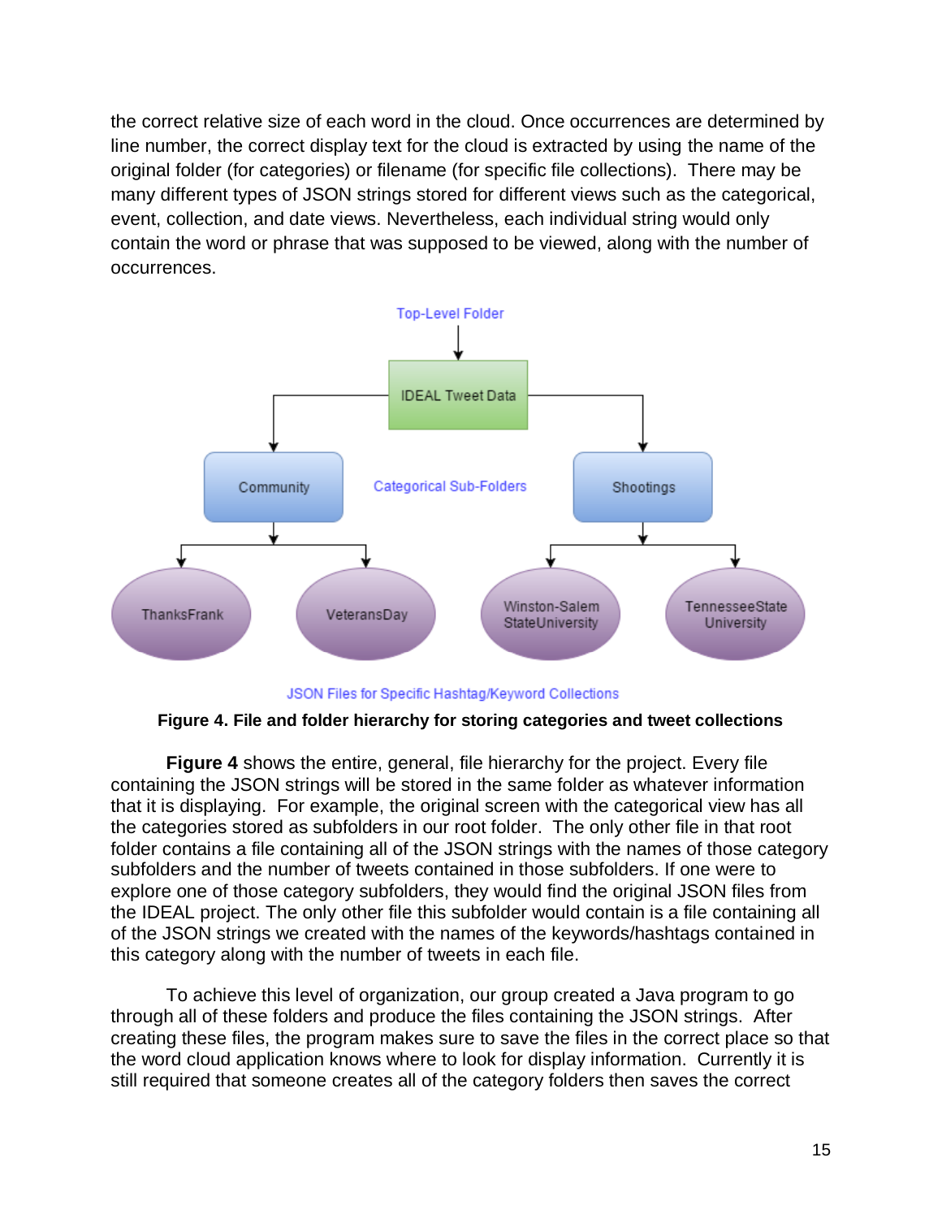the correct relative size of each word in the cloud. Once occurrences are determined by line number, the correct display text for the cloud is extracted by using the name of the original folder (for categories) or filename (for specific file collections). There may be many different types of JSON strings stored for different views such as the categorical, event, collection, and date views. Nevertheless, each individual string would only contain the word or phrase that was supposed to be viewed, along with the number of occurrences.

Top-Level Folder

IDEAL Tweet Data

Community — Categorical Sub-Folders — Shootings

ThanksFrank — VeteransDay — Winston-Salem StateUniversity — TennesseeState University

JSON Files for Specific Hashtag/Keyword Collections

**Figure 4. File and folder hierarchy for storing categories and tweet collections**

**Figure 4** shows the entire, general, file hierarchy for the project. Every file containing the JSON strings will be stored in the same folder as whatever information that it is displaying. For example, the original screen with the categorical view has all the categories stored as subfolders in our root folder. The only other file in that root folder contains a file containing all of the JSON strings with the names of those category subfolders and the number of tweets contained in those subfolders. If one were to explore one of those category subfolders, they would find the original JSON files from the IDEAL project. The only other file this subfolder would contain is a file containing all of the JSON strings we created with the names of the keywords/hashtags contained in this category along with the number of tweets in each file.

To achieve this level of organization, our group created a Java program to go through all of these folders and produce the files containing the JSON strings. After creating these files, the program makes sure to save the files in the correct place so that the word cloud application knows where to look for display information. Currently it is still required that someone creates all of the category folders then saves the correct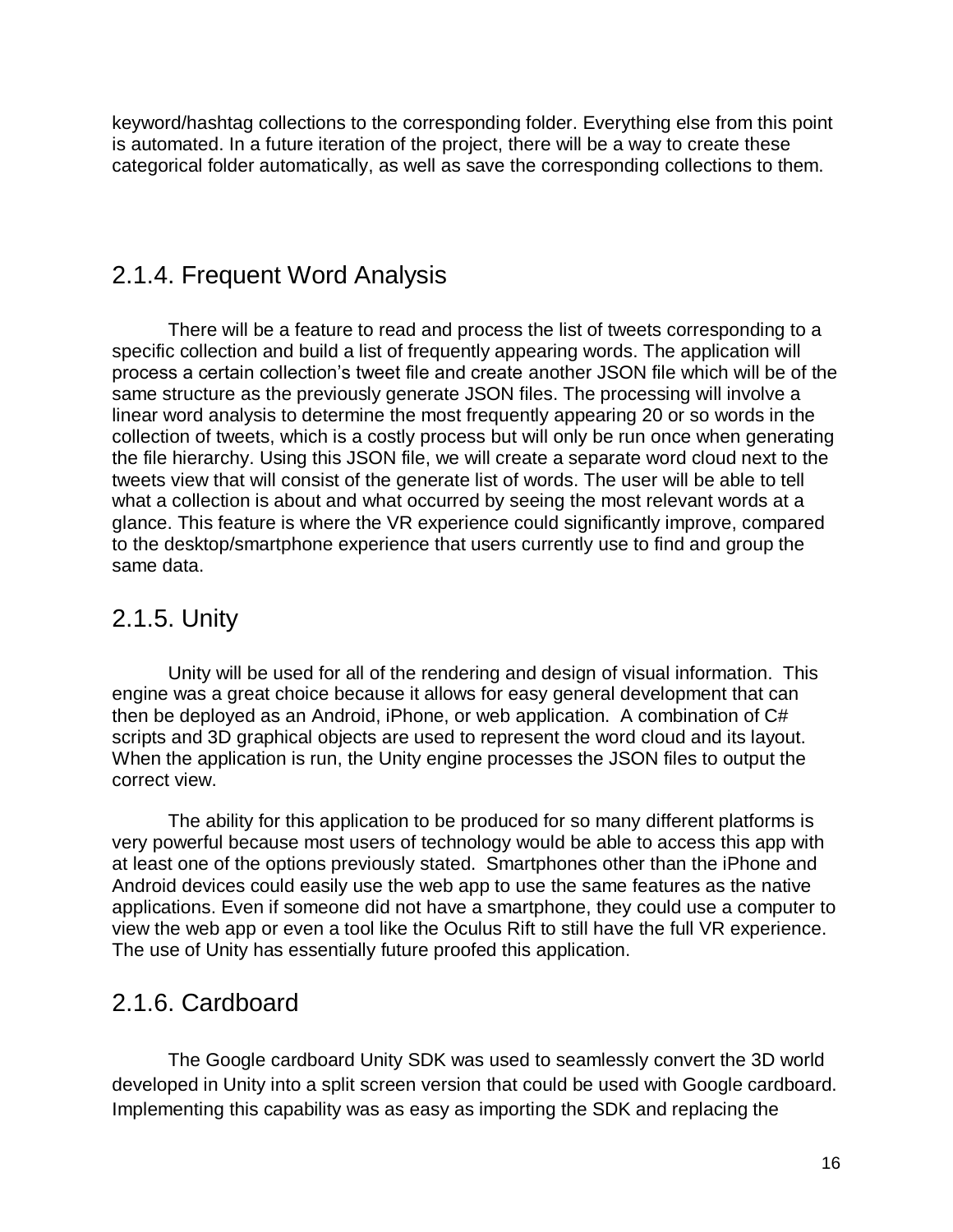keyword/hashtag collections to the corresponding folder. Everything else from this point is automated. In a future iteration of the project, there will be a way to create these categorical folder automatically, as well as save the corresponding collections to them.

### 2.1.4. Frequent Word Analysis

There will be a feature to read and process the list of tweets corresponding to a specific collection and build a list of frequently appearing words. The application will process a certain collection's tweet file and create another JSON file which will be of the same structure as the previously generate JSON files. The processing will involve a linear word analysis to determine the most frequently appearing 20 or so words in the collection of tweets, which is a costly process but will only be run once when generating the file hierarchy. Using this JSON file, we will create a separate word cloud next to the tweets view that will consist of the generate list of words. The user will be able to tell what a collection is about and what occurred by seeing the most relevant words at a glance. This feature is where the VR experience could significantly improve, compared to the desktop/smartphone experience that users currently use to find and group the same data.

### 2.1.5. Unity

Unity will be used for all of the rendering and design of visual information. This engine was a great choice because it allows for easy general development that can then be deployed as an Android, iPhone, or web application. A combination of C# scripts and 3D graphical objects are used to represent the word cloud and its layout. When the application is run, the Unity engine processes the JSON files to output the correct view.

The ability for this application to be produced for so many different platforms is very powerful because most users of technology would be able to access this app with at least one of the options previously stated. Smartphones other than the iPhone and Android devices could easily use the web app to use the same features as the native applications. Even if someone did not have a smartphone, they could use a computer to view the web app or even a tool like the Oculus Rift to still have the full VR experience. The use of Unity has essentially future proofed this application.

### 2.1.6. Cardboard

The Google cardboard Unity SDK was used to seamlessly convert the 3D world developed in Unity into a split screen version that could be used with Google cardboard. Implementing this capability was as easy as importing the SDK and replacing the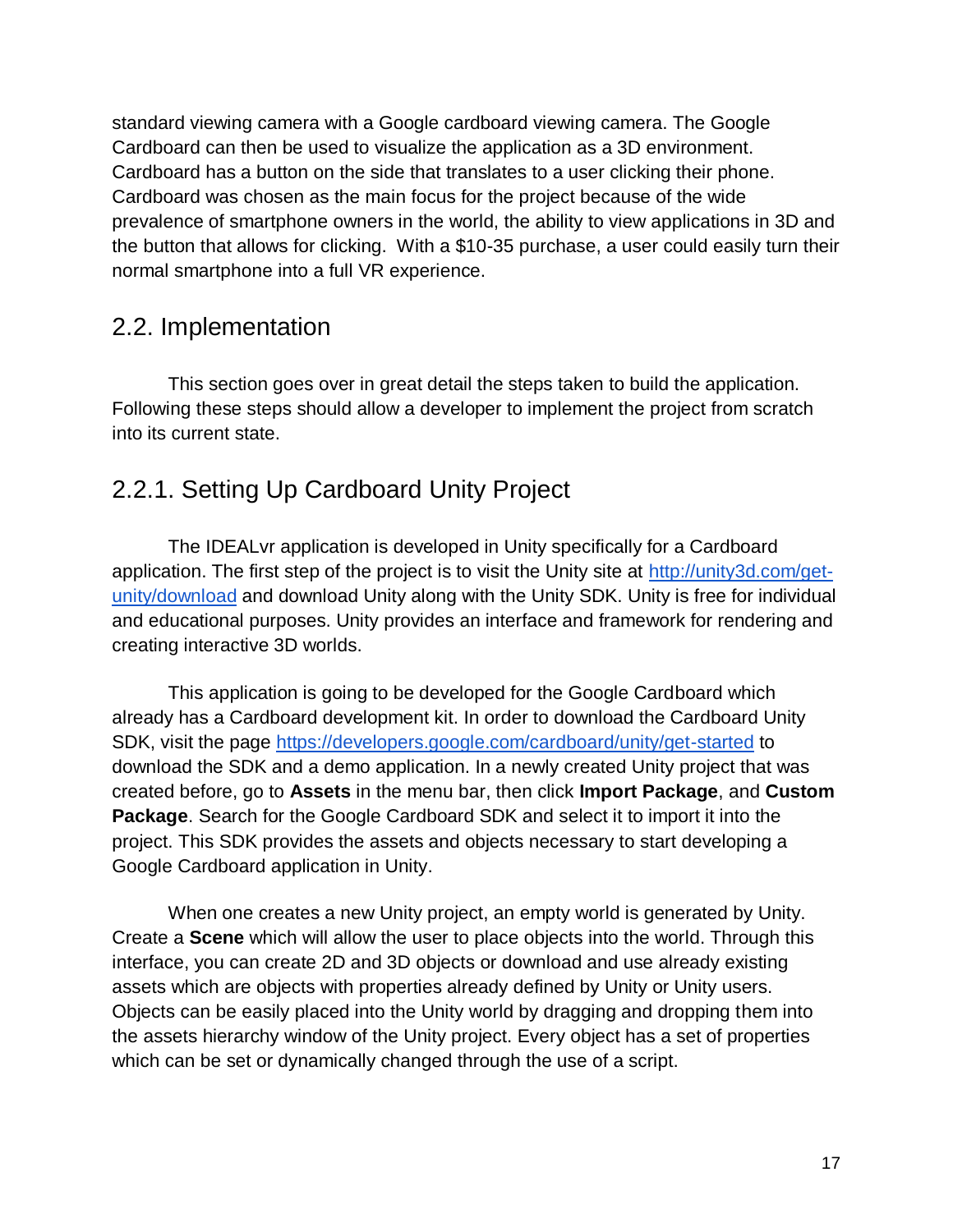standard viewing camera with a Google cardboard viewing camera. The Google Cardboard can then be used to visualize the application as a 3D environment. Cardboard has a button on the side that translates to a user clicking their phone. Cardboard was chosen as the main focus for the project because of the wide prevalence of smartphone owners in the world, the ability to view applications in 3D and the button that allows for clicking. With a $10-35 purchase, a user could easily turn their normal smartphone into a full VR experience.

## 2.2. Implementation

This section goes over in great detail the steps taken to build the application. Following these steps should allow a developer to implement the project from scratch into its current state.

### 2.2.1. Setting Up Cardboard Unity Project

The IDEALvr application is developed in Unity specifically for a Cardboard application. The first step of the project is to visit the Unity site at [http://unity3d.com/get-unity/download](http://unity3d.com/get-unity/download) and download Unity along with the Unity SDK. Unity is free for individual and educational purposes. Unity provides an interface and framework for rendering and creating interactive 3D worlds.

This application is going to be developed for the Google Cardboard which already has a Cardboard development kit. In order to download the Cardboard Unity SDK, visit the page [https://developers.google.com/cardboard/unity/get-started](https://developers.google.com/cardboard/unity/get-started) to download the SDK and a demo application. In a newly created Unity project that was created before, go to **Assets** in the menu bar, then click **Import Package**, and **Custom Package**. Search for the Google Cardboard SDK and select it to import it into the project. This SDK provides the assets and objects necessary to start developing a Google Cardboard application in Unity.

When one creates a new Unity project, an empty world is generated by Unity. Create a **Scene** which will allow the user to place objects into the world. Through this interface, you can create 2D and 3D objects or download and use already existing assets which are objects with properties already defined by Unity or Unity users. Objects can be easily placed into the Unity world by dragging and dropping them into the assets hierarchy window of the Unity project. Every object has a set of properties which can be set or dynamically changed through the use of a script.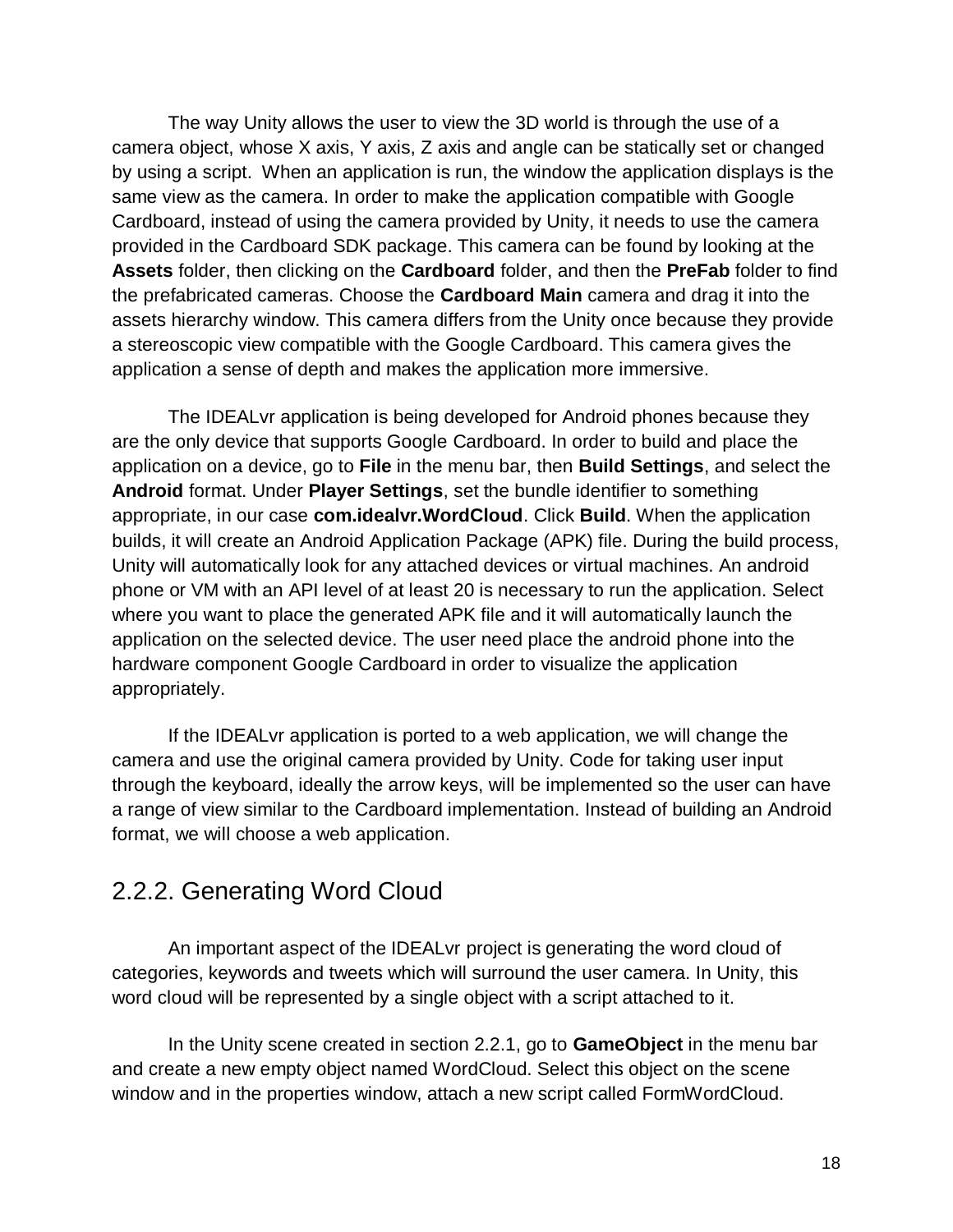The way Unity allows the user to view the 3D world is through the use of a camera object, whose X axis, Y axis, Z axis and angle can be statically set or changed by using a script.  When an application is run, the window the application displays is the same view as the camera. In order to make the application compatible with Google Cardboard, instead of using the camera provided by Unity, it needs to use the camera provided in the Cardboard SDK package. This camera can be found by looking at the **Assets** folder, then clicking on the **Cardboard** folder, and then the **PreFab** folder to find the prefabricated cameras. Choose the **Cardboard Main** camera and drag it into the assets hierarchy window. This camera differs from the Unity once because they provide a stereoscopic view compatible with the Google Cardboard. This camera gives the application a sense of depth and makes the application more immersive.

The IDEALvr application is being developed for Android phones because they are the only device that supports Google Cardboard. In order to build and place the application on a device, go to **File** in the menu bar, then **Build Settings**, and select the **Android** format. Under **Player Settings**, set the bundle identifier to something appropriate, in our case **com.idealvr.WordCloud**. Click **Build**. When the application builds, it will create an Android Application Package (APK) file. During the build process, Unity will automatically look for any attached devices or virtual machines. An android phone or VM with an API level of at least 20 is necessary to run the application. Select where you want to place the generated APK file and it will automatically launch the application on the selected device. The user need place the android phone into the hardware component Google Cardboard in order to visualize the application appropriately.

If the IDEALvr application is ported to a web application, we will change the camera and use the original camera provided by Unity. Code for taking user input through the keyboard, ideally the arrow keys, will be implemented so the user can have a range of view similar to the Cardboard implementation. Instead of building an Android format, we will choose a web application.

### 2.2.2. Generating Word Cloud

An important aspect of the IDEALvr project is generating the word cloud of categories, keywords and tweets which will surround the user camera. In Unity, this word cloud will be represented by a single object with a script attached to it.

In the Unity scene created in section 2.2.1, go to **GameObject** in the menu bar and create a new empty object named WordCloud. Select this object on the scene window and in the properties window, attach a new script called FormWordCloud.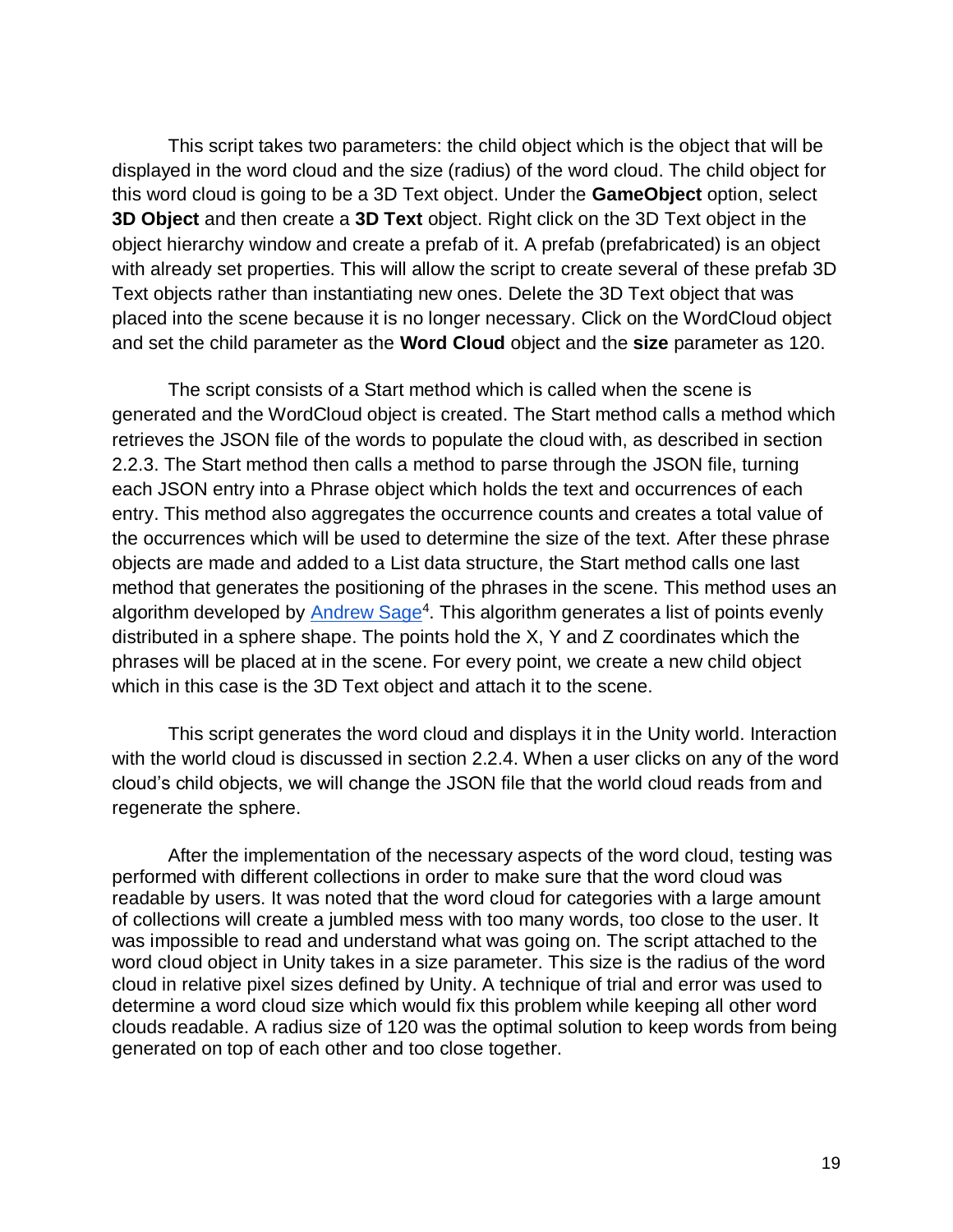This script takes two parameters: the child object which is the object that will be displayed in the word cloud and the size (radius) of the word cloud. The child object for this word cloud is going to be a 3D Text object. Under the **GameObject** option, select **3D Object** and then create a **3D Text** object. Right click on the 3D Text object in the object hierarchy window and create a prefab of it. A prefab (prefabricated) is an object with already set properties. This will allow the script to create several of these prefab 3D Text objects rather than instantiating new ones. Delete the 3D Text object that was placed into the scene because it is no longer necessary. Click on the WordCloud object and set the child parameter as the **Word Cloud** object and the **size** parameter as 120.

The script consists of a Start method which is called when the scene is generated and the WordCloud object is created. The Start method calls a method which retrieves the JSON file of the words to populate the cloud with, as described in section 2.2.3. The Start method then calls a method to parse through the JSON file, turning each JSON entry into a Phrase object which holds the text and occurrences of each entry. This method also aggregates the occurrence counts and creates a total value of the occurrences which will be used to determine the size of the text. After these phrase objects are made and added to a List data structure, the Start method calls one last method that generates the positioning of the phrases in the scene. This method uses an algorithm developed by Andrew Sage[4]. This algorithm generates a list of points evenly distributed in a sphere shape. The points hold the X, Y and Z coordinates which the phrases will be placed at in the scene. For every point, we create a new child object which in this case is the 3D Text object and attach it to the scene.

This script generates the word cloud and displays it in the Unity world. Interaction with the world cloud is discussed in section 2.2.4. When a user clicks on any of the word cloud's child objects, we will change the JSON file that the world cloud reads from and regenerate the sphere.

After the implementation of the necessary aspects of the word cloud, testing was performed with different collections in order to make sure that the word cloud was readable by users. It was noted that the word cloud for categories with a large amount of collections will create a jumbled mess with too many words, too close to the user. It was impossible to read and understand what was going on. The script attached to the word cloud object in Unity takes in a size parameter. This size is the radius of the word cloud in relative pixel sizes defined by Unity. A technique of trial and error was used to determine a word cloud size which would fix this problem while keeping all other word clouds readable. A radius size of 120 was the optimal solution to keep words from being generated on top of each other and too close together.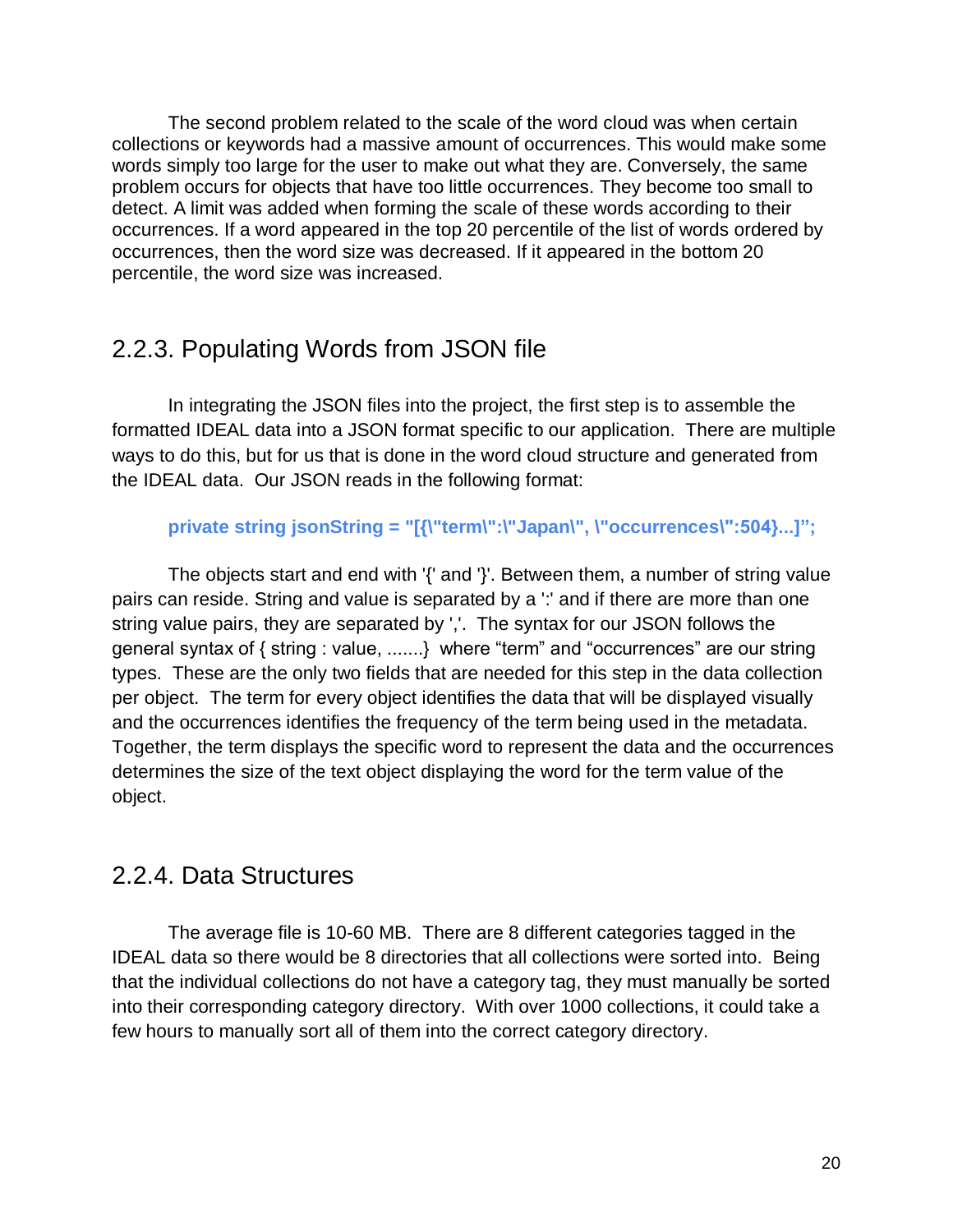The second problem related to the scale of the word cloud was when certain collections or keywords had a massive amount of occurrences. This would make some words simply too large for the user to make out what they are. Conversely, the same problem occurs for objects that have too little occurrences. They become too small to detect. A limit was added when forming the scale of these words according to their occurrences. If a word appeared in the top 20 percentile of the list of words ordered by occurrences, then the word size was decreased. If it appeared in the bottom 20 percentile, the word size was increased.

## 2.2.3. Populating Words from JSON file

In integrating the JSON files into the project, the first step is to assemble the formatted IDEAL data into a JSON format specific to our application. There are multiple ways to do this, but for us that is done in the word cloud structure and generated from the IDEAL data. Our JSON reads in the following format:

```
private string jsonString = "[{\"term\":\"Japan\", \"occurrences\":504}...]";
```

The objects start and end with '{' and '}'. Between them, a number of string value pairs can reside. String and value is separated by a ':' and if there are more than one string value pairs, they are separated by ','. The syntax for our JSON follows the general syntax of { string : value, .......} where "term" and "occurrences" are our string types. These are the only two fields that are needed for this step in the data collection per object. The term for every object identifies the data that will be displayed visually and the occurrences identifies the frequency of the term being used in the metadata. Together, the term displays the specific word to represent the data and the occurrences determines the size of the text object displaying the word for the term value of the object.

## 2.2.4. Data Structures

The average file is 10-60 MB. There are 8 different categories tagged in the IDEAL data so there would be 8 directories that all collections were sorted into. Being that the individual collections do not have a category tag, they must manually be sorted into their corresponding category directory. With over 1000 collections, it could take a few hours to manually sort all of them into the correct category directory.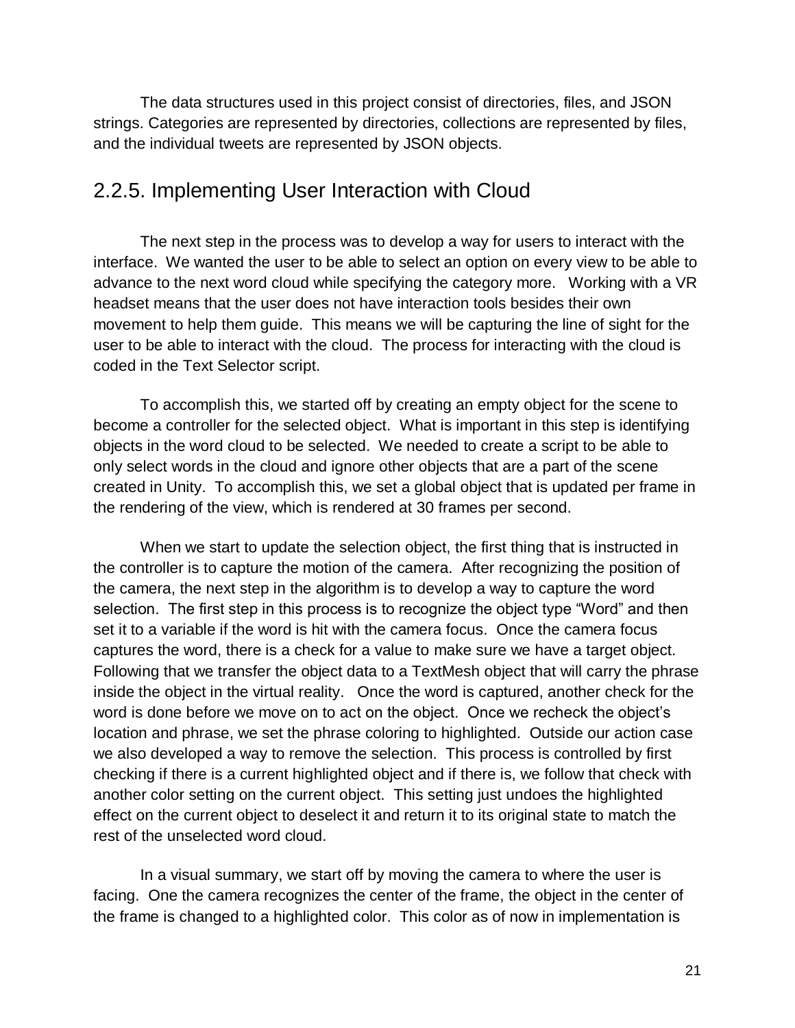The data structures used in this project consist of directories, files, and JSON strings. Categories are represented by directories, collections are represented by files, and the individual tweets are represented by JSON objects.

## 2.2.5. Implementing User Interaction with Cloud

The next step in the process was to develop a way for users to interact with the interface. We wanted the user to be able to select an option on every view to be able to advance to the next word cloud while specifying the category more. Working with a VR headset means that the user does not have interaction tools besides their own movement to help them guide. This means we will be capturing the line of sight for the user to be able to interact with the cloud. The process for interacting with the cloud is coded in the Text Selector script.

To accomplish this, we started off by creating an empty object for the scene to become a controller for the selected object. What is important in this step is identifying objects in the word cloud to be selected. We needed to create a script to be able to only select words in the cloud and ignore other objects that are a part of the scene created in Unity. To accomplish this, we set a global object that is updated per frame in the rendering of the view, which is rendered at 30 frames per second.

When we start to update the selection object, the first thing that is instructed in the controller is to capture the motion of the camera. After recognizing the position of the camera, the next step in the algorithm is to develop a way to capture the word selection. The first step in this process is to recognize the object type "Word" and then set it to a variable if the word is hit with the camera focus. Once the camera focus captures the word, there is a check for a value to make sure we have a target object. Following that we transfer the object data to a TextMesh object that will carry the phrase inside the object in the virtual reality. Once the word is captured, another check for the word is done before we move on to act on the object. Once we recheck the object's location and phrase, we set the phrase coloring to highlighted. Outside our action case we also developed a way to remove the selection. This process is controlled by first checking if there is a current highlighted object and if there is, we follow that check with another color setting on the current object. This setting just undoes the highlighted effect on the current object to deselect it and return it to its original state to match the rest of the unselected word cloud.

In a visual summary, we start off by moving the camera to where the user is facing. One the camera recognizes the center of the frame, the object in the center of the frame is changed to a highlighted color. This color as of now in implementation is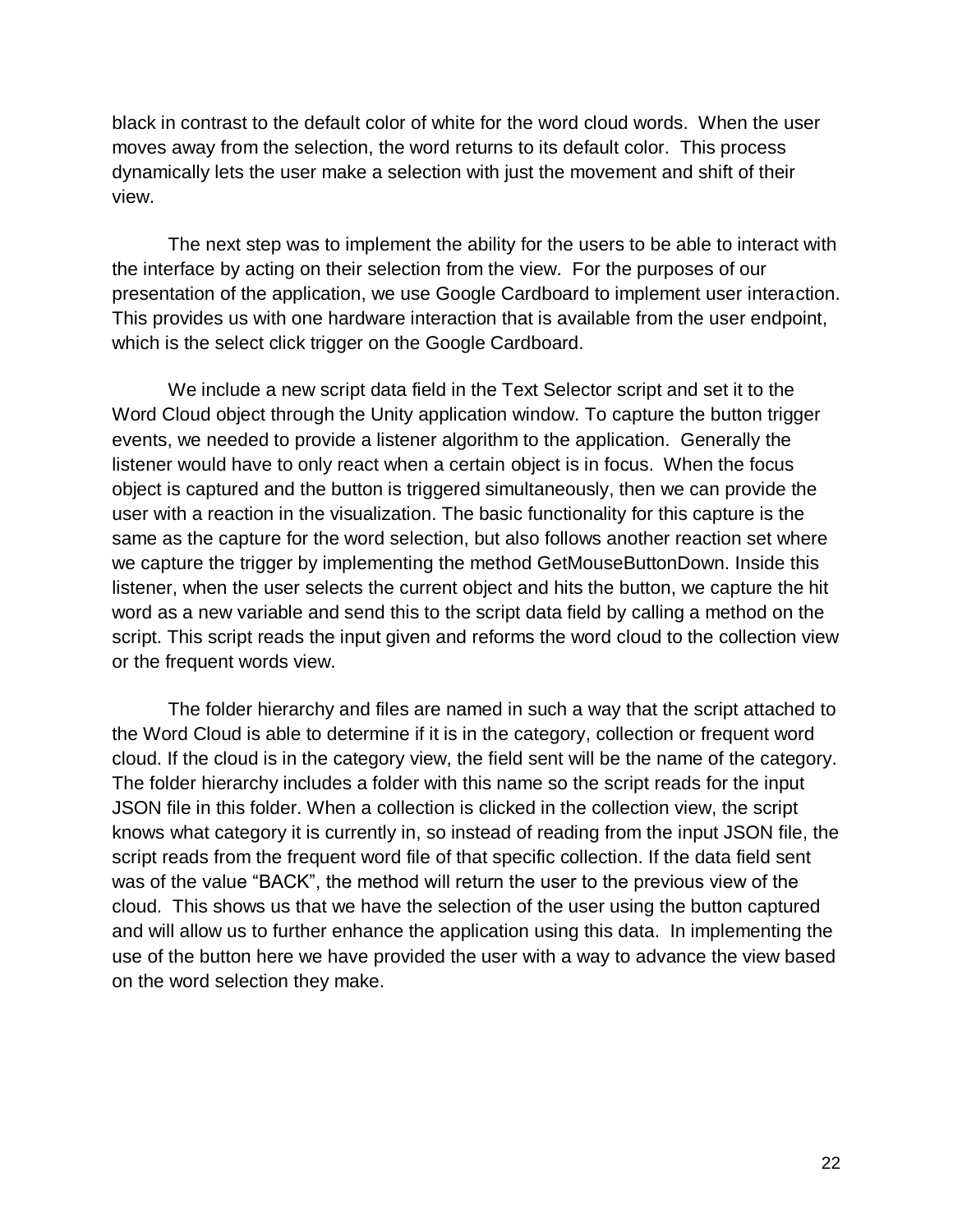black in contrast to the default color of white for the word cloud words. When the user moves away from the selection, the word returns to its default color. This process dynamically lets the user make a selection with just the movement and shift of their view.

The next step was to implement the ability for the users to be able to interact with the interface by acting on their selection from the view. For the purposes of our presentation of the application, we use Google Cardboard to implement user interaction. This provides us with one hardware interaction that is available from the user endpoint, which is the select click trigger on the Google Cardboard.

We include a new script data field in the Text Selector script and set it to the Word Cloud object through the Unity application window. To capture the button trigger events, we needed to provide a listener algorithm to the application. Generally the listener would have to only react when a certain object is in focus. When the focus object is captured and the button is triggered simultaneously, then we can provide the user with a reaction in the visualization. The basic functionality for this capture is the same as the capture for the word selection, but also follows another reaction set where we capture the trigger by implementing the method GetMouseButtonDown. Inside this listener, when the user selects the current object and hits the button, we capture the hit word as a new variable and send this to the script data field by calling a method on the script. This script reads the input given and reforms the word cloud to the collection view or the frequent words view.

The folder hierarchy and files are named in such a way that the script attached to the Word Cloud is able to determine if it is in the category, collection or frequent word cloud. If the cloud is in the category view, the field sent will be the name of the category. The folder hierarchy includes a folder with this name so the script reads for the input JSON file in this folder. When a collection is clicked in the collection view, the script knows what category it is currently in, so instead of reading from the input JSON file, the script reads from the frequent word file of that specific collection. If the data field sent was of the value "BACK", the method will return the user to the previous view of the cloud. This shows us that we have the selection of the user using the button captured and will allow us to further enhance the application using this data. In implementing the use of the button here we have provided the user with a way to advance the view based on the word selection they make.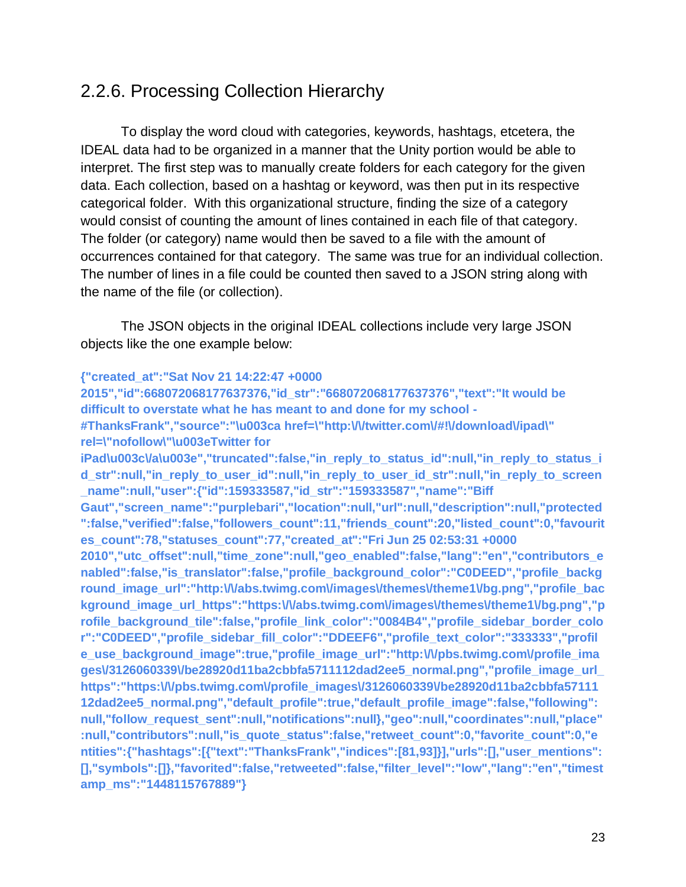## 2.2.6. Processing Collection Hierarchy

To display the word cloud with categories, keywords, hashtags, etcetera, the IDEAL data had to be organized in a manner that the Unity portion would be able to interpret. The first step was to manually create folders for each category for the given data. Each collection, based on a hashtag or keyword, was then put in its respective categorical folder. With this organizational structure, finding the size of a category would consist of counting the amount of lines contained in each file of that category. The folder (or category) name would then be saved to a file with the amount of occurrences contained for that category. The same was true for an individual collection. The number of lines in a file could be counted then saved to a JSON string along with the name of the file (or collection).

The JSON objects in the original IDEAL collections include very large JSON objects like the one example below:

```
{"created_at":"Sat Nov 21 14:22:47 +0000 2015","id":668072068177637376,"id_str":"668072068177637376","text":"It would be difficult to overstate what he has meant to and done for my school - #ThanksFrank","source":"\u003ca href=\"http:\/\/twitter.com\/#!\/download\/ipad\" rel=\"nofollow\"\u003eTwitter for iPad\u003c\/a\u003e","truncated":false,"in_reply_to_status_id":null,"in_reply_to_status_id_str":null,"in_reply_to_user_id":null,"in_reply_to_user_id_str":null,"in_reply_to_screen_name":null,"user":{"id":159333587,"id_str":"159333587","name":"Biff Gaut","screen_name":"purplebari","location":null,"url":null,"description":null,"protected":false,"verified":false,"followers_count":11,"friends_count":20,"listed_count":0,"favourites_count":78,"statuses_count":77,"created_at":"Fri Jun 25 02:53:31 +0000 2010","utc_offset":null,"time_zone":null,"geo_enabled":false,"lang":"en","contributors_enabled":false,"is_translator":false,"profile_background_color":"C0DEED","profile_background_image_url":"http:\/\/abs.twimg.com\/images\/themes\/theme1\/bg.png","profile_background_image_url_https":"https:\/\/abs.twimg.com\/images\/themes\/theme1\/bg.png","profile_background_tile":false,"profile_link_color":"0084B4","profile_sidebar_border_color":"C0DEED","profile_sidebar_fill_color":"DDEEF6","profile_text_color":"333333","profile_use_background_image":true,"profile_image_url":"http:\/\/pbs.twimg.com\/profile_images\/3126060339\/be28920d11ba2cbbfa5711112dad2ee5_normal.png","profile_image_url_https":"https:\/\/pbs.twimg.com\/profile_images\/3126060339\/be28920d11ba2cbbfa5711112dad2ee5_normal.png","default_profile":true,"default_profile_image":false,"following":null,"follow_request_sent":null,"notifications":null},"geo":null,"coordinates":null,"place":null,"contributors":null,"is_quote_status":false,"retweet_count":0,"favorite_count":0,"entities":{"hashtags":[{"text":"ThanksFrank","indices":[81,93]}],"urls":[],"user_mentions":[],"symbols":[]},"favorited":false,"retweeted":false,"filter_level":"low","lang":"en","timestamp_ms":"1448115767889"}
```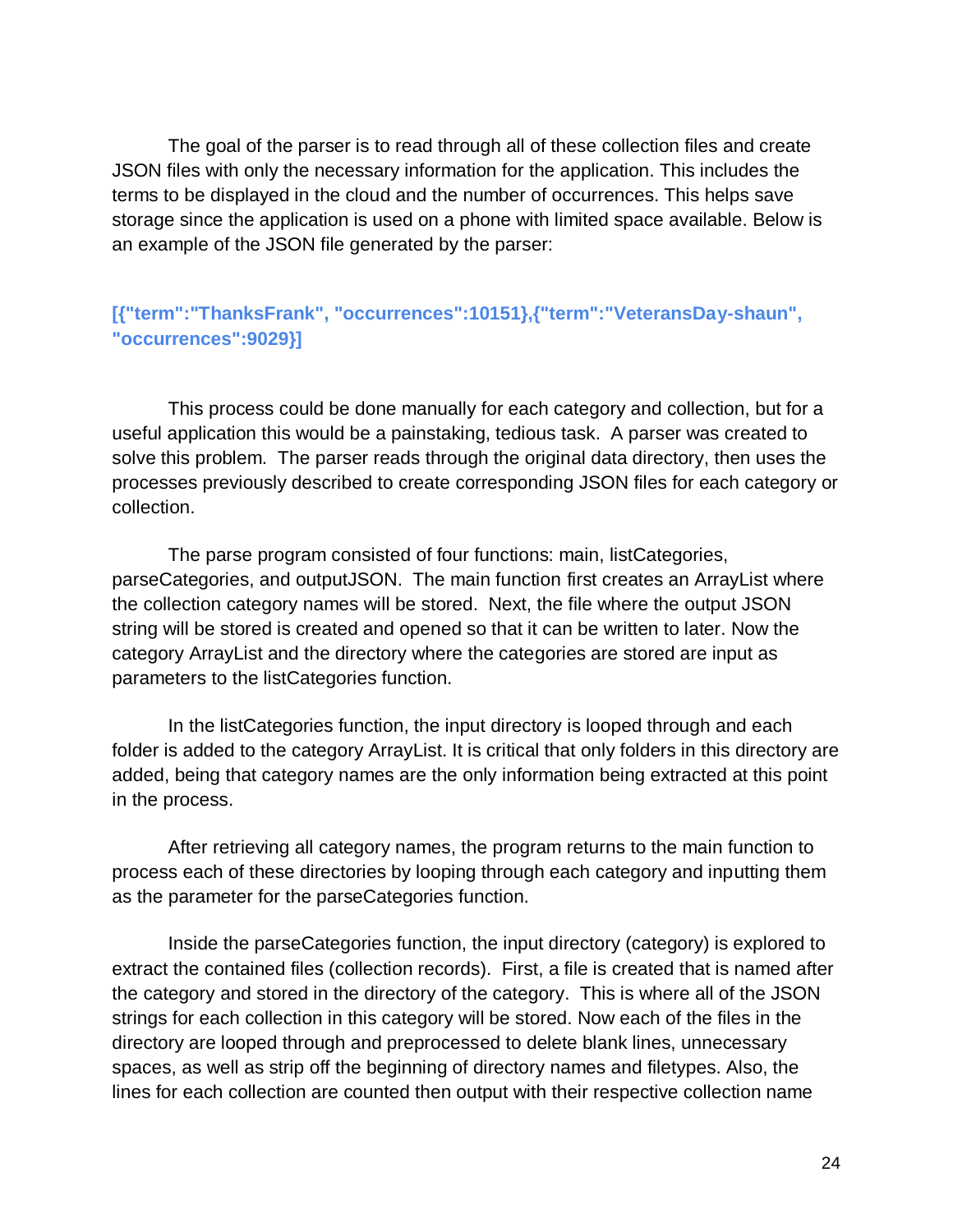The goal of the parser is to read through all of these collection files and create JSON files with only the necessary information for the application. This includes the terms to be displayed in the cloud and the number of occurrences. This helps save storage since the application is used on a phone with limited space available. Below is an example of the JSON file generated by the parser:

```
[{"term":"ThanksFrank", "occurrences":10151},{"term":"VeteransDay-shaun", "occurrences":9029}]
```

This process could be done manually for each category and collection, but for a useful application this would be a painstaking, tedious task. A parser was created to solve this problem. The parser reads through the original data directory, then uses the processes previously described to create corresponding JSON files for each category or collection.

The parse program consisted of four functions: main, listCategories, parseCategories, and outputJSON. The main function first creates an ArrayList where the collection category names will be stored. Next, the file where the output JSON string will be stored is created and opened so that it can be written to later. Now the category ArrayList and the directory where the categories are stored are input as parameters to the listCategories function.

In the listCategories function, the input directory is looped through and each folder is added to the category ArrayList. It is critical that only folders in this directory are added, being that category names are the only information being extracted at this point in the process.

After retrieving all category names, the program returns to the main function to process each of these directories by looping through each category and inputting them as the parameter for the parseCategories function.

Inside the parseCategories function, the input directory (category) is explored to extract the contained files (collection records). First, a file is created that is named after the category and stored in the directory of the category. This is where all of the JSON strings for each collection in this category will be stored. Now each of the files in the directory are looped through and preprocessed to delete blank lines, unnecessary spaces, as well as strip off the beginning of directory names and filetypes. Also, the lines for each collection are counted then output with their respective collection name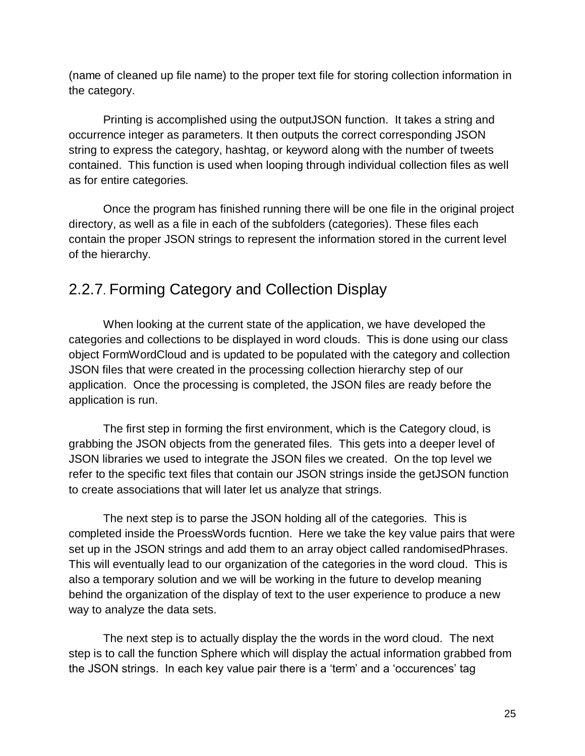(name of cleaned up file name) to the proper text file for storing collection information in the category.

Printing is accomplished using the outputJSON function. It takes a string and occurrence integer as parameters. It then outputs the correct corresponding JSON string to express the category, hashtag, or keyword along with the number of tweets contained. This function is used when looping through individual collection files as well as for entire categories.

Once the program has finished running there will be one file in the original project directory, as well as a file in each of the subfolders (categories). These files each contain the proper JSON strings to represent the information stored in the current level of the hierarchy.

## 2.2.7. Forming Category and Collection Display

When looking at the current state of the application, we have developed the categories and collections to be displayed in word clouds. This is done using our class object FormWordCloud and is updated to be populated with the category and collection JSON files that were created in the processing collection hierarchy step of our application. Once the processing is completed, the JSON files are ready before the application is run.

The first step in forming the first environment, which is the Category cloud, is grabbing the JSON objects from the generated files. This gets into a deeper level of JSON libraries we used to integrate the JSON files we created. On the top level we refer to the specific text files that contain our JSON strings inside the getJSON function to create associations that will later let us analyze that strings.

The next step is to parse the JSON holding all of the categories. This is completed inside the ProessWords fucntion. Here we take the key value pairs that were set up in the JSON strings and add them to an array object called randomisedPhrases. This will eventually lead to our organization of the categories in the word cloud. This is also a temporary solution and we will be working in the future to develop meaning behind the organization of the display of text to the user experience to produce a new way to analyze the data sets.

The next step is to actually display the the words in the word cloud. The next step is to call the function Sphere which will display the actual information grabbed from the JSON strings. In each key value pair there is a 'term' and a 'occurences' tag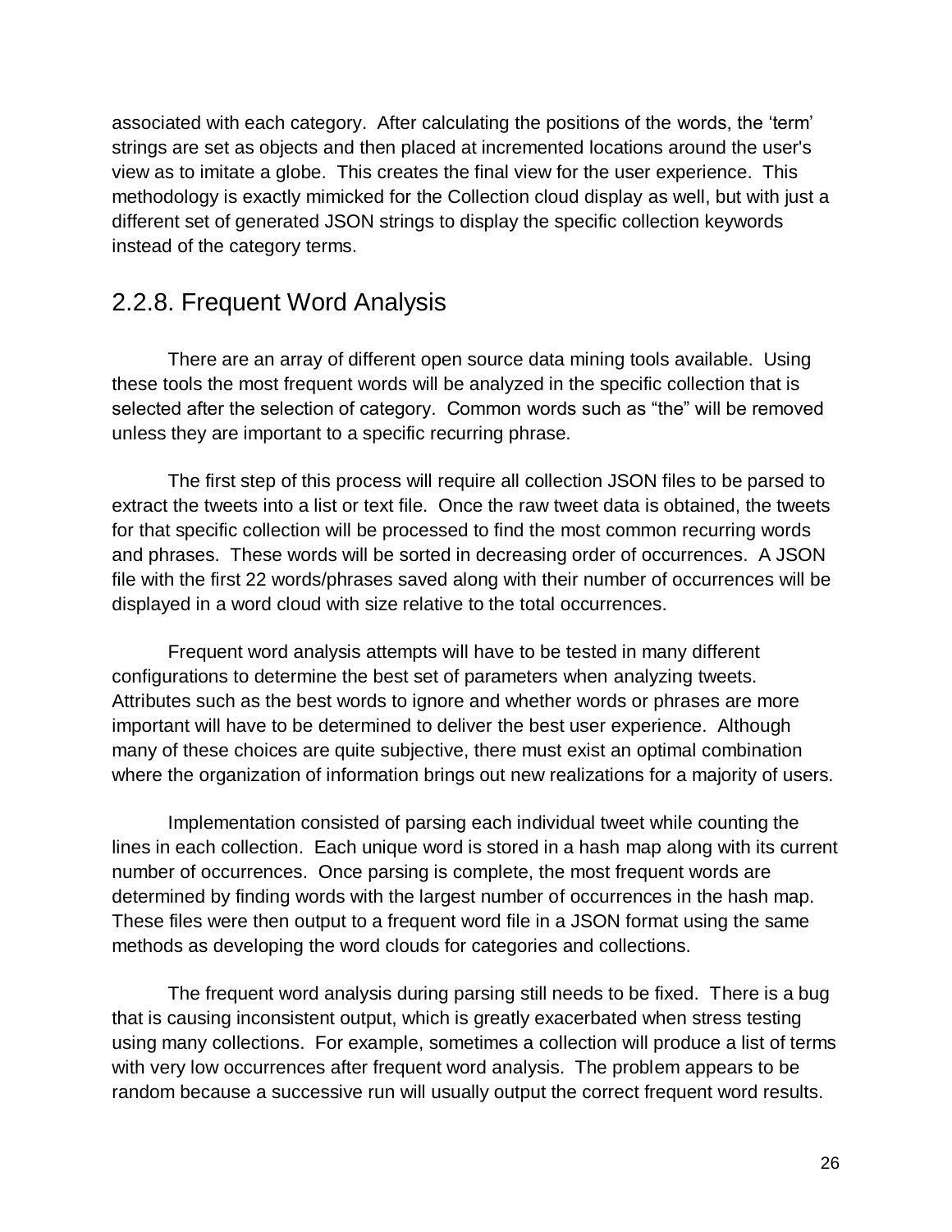associated with each category. After calculating the positions of the words, the 'term' strings are set as objects and then placed at incremented locations around the user's view as to imitate a globe. This creates the final view for the user experience. This methodology is exactly mimicked for the Collection cloud display as well, but with just a different set of generated JSON strings to display the specific collection keywords instead of the category terms.

## 2.2.8. Frequent Word Analysis

There are an array of different open source data mining tools available. Using these tools the most frequent words will be analyzed in the specific collection that is selected after the selection of category. Common words such as "the" will be removed unless they are important to a specific recurring phrase.

The first step of this process will require all collection JSON files to be parsed to extract the tweets into a list or text file. Once the raw tweet data is obtained, the tweets for that specific collection will be processed to find the most common recurring words and phrases. These words will be sorted in decreasing order of occurrences. A JSON file with the first 22 words/phrases saved along with their number of occurrences will be displayed in a word cloud with size relative to the total occurrences.

Frequent word analysis attempts will have to be tested in many different configurations to determine the best set of parameters when analyzing tweets. Attributes such as the best words to ignore and whether words or phrases are more important will have to be determined to deliver the best user experience. Although many of these choices are quite subjective, there must exist an optimal combination where the organization of information brings out new realizations for a majority of users.

Implementation consisted of parsing each individual tweet while counting the lines in each collection. Each unique word is stored in a hash map along with its current number of occurrences. Once parsing is complete, the most frequent words are determined by finding words with the largest number of occurrences in the hash map. These files were then output to a frequent word file in a JSON format using the same methods as developing the word clouds for categories and collections.

The frequent word analysis during parsing still needs to be fixed. There is a bug that is causing inconsistent output, which is greatly exacerbated when stress testing using many collections. For example, sometimes a collection will produce a list of terms with very low occurrences after frequent word analysis. The problem appears to be random because a successive run will usually output the correct frequent word results.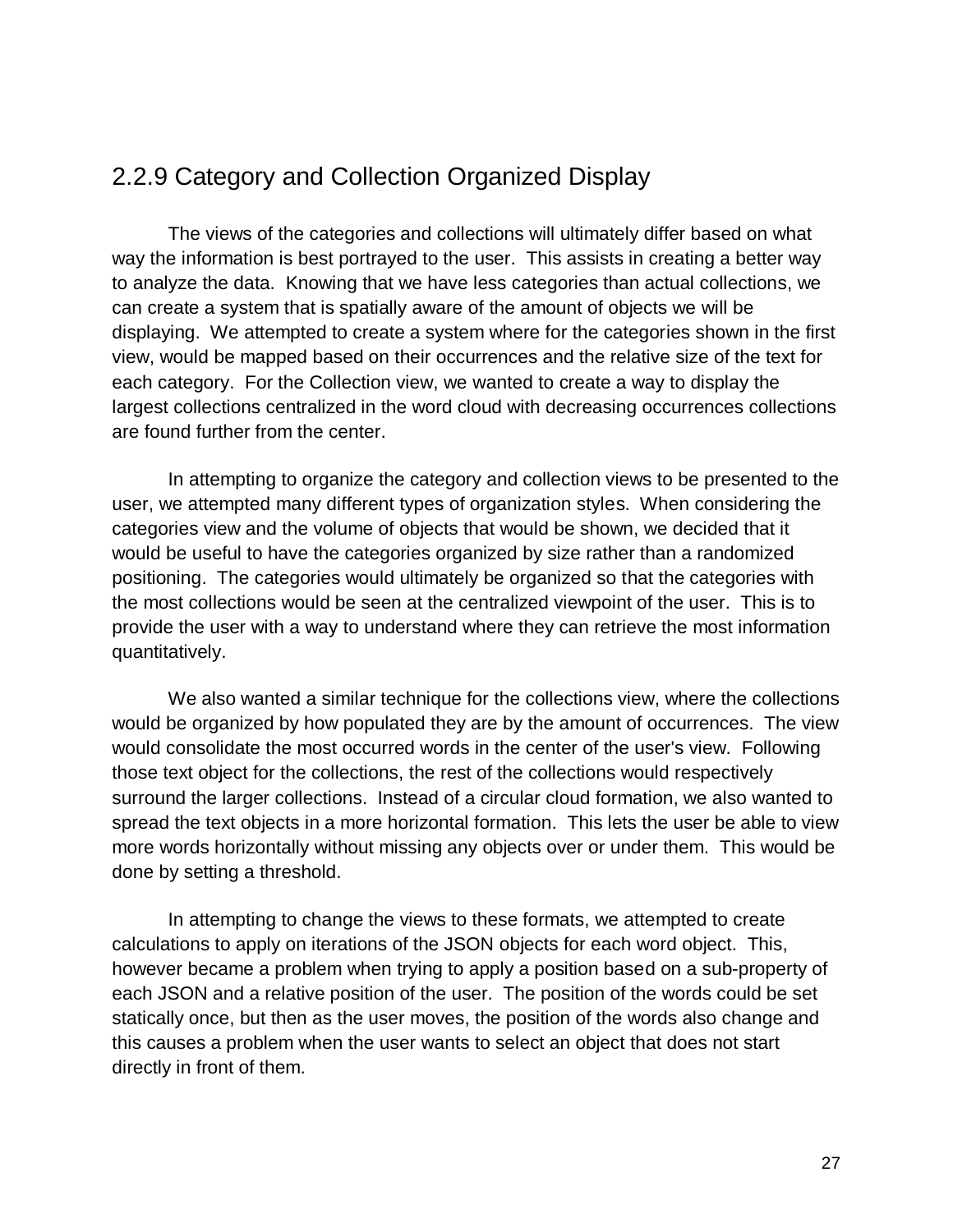### 2.2.9 Category and Collection Organized Display

The views of the categories and collections will ultimately differ based on what way the information is best portrayed to the user. This assists in creating a better way to analyze the data. Knowing that we have less categories than actual collections, we can create a system that is spatially aware of the amount of objects we will be displaying. We attempted to create a system where for the categories shown in the first view, would be mapped based on their occurrences and the relative size of the text for each category. For the Collection view, we wanted to create a way to display the largest collections centralized in the word cloud with decreasing occurrences collections are found further from the center.

In attempting to organize the category and collection views to be presented to the user, we attempted many different types of organization styles. When considering the categories view and the volume of objects that would be shown, we decided that it would be useful to have the categories organized by size rather than a randomized positioning. The categories would ultimately be organized so that the categories with the most collections would be seen at the centralized viewpoint of the user. This is to provide the user with a way to understand where they can retrieve the most information quantitatively.

We also wanted a similar technique for the collections view, where the collections would be organized by how populated they are by the amount of occurrences. The view would consolidate the most occurred words in the center of the user's view. Following those text object for the collections, the rest of the collections would respectively surround the larger collections. Instead of a circular cloud formation, we also wanted to spread the text objects in a more horizontal formation. This lets the user be able to view more words horizontally without missing any objects over or under them. This would be done by setting a threshold.

In attempting to change the views to these formats, we attempted to create calculations to apply on iterations of the JSON objects for each word object. This, however became a problem when trying to apply a position based on a sub-property of each JSON and a relative position of the user. The position of the words could be set statically once, but then as the user moves, the position of the words also change and this causes a problem when the user wants to select an object that does not start directly in front of them.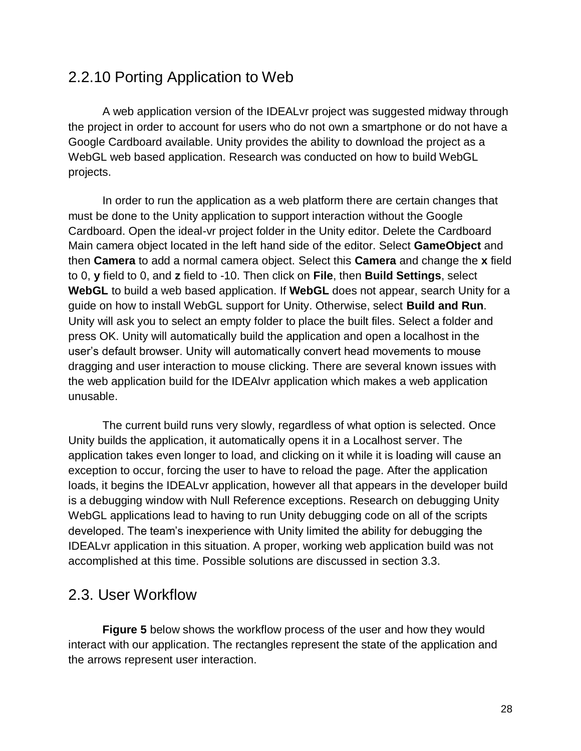## 2.2.10 Porting Application to Web

A web application version of the IDEALvr project was suggested midway through the project in order to account for users who do not own a smartphone or do not have a Google Cardboard available. Unity provides the ability to download the project as a WebGL web based application. Research was conducted on how to build WebGL projects.

In order to run the application as a web platform there are certain changes that must be done to the Unity application to support interaction without the Google Cardboard. Open the ideal-vr project folder in the Unity editor. Delete the Cardboard Main camera object located in the left hand side of the editor. Select **GameObject** and then **Camera** to add a normal camera object. Select this **Camera** and change the **x** field to 0, **y** field to 0, and **z** field to -10. Then click on **File**, then **Build Settings**, select **WebGL** to build a web based application. If **WebGL** does not appear, search Unity for a guide on how to install WebGL support for Unity. Otherwise, select **Build and Run**. Unity will ask you to select an empty folder to place the built files. Select a folder and press OK. Unity will automatically build the application and open a localhost in the user's default browser. Unity will automatically convert head movements to mouse dragging and user interaction to mouse clicking. There are several known issues with the web application build for the IDEAlvr application which makes a web application unusable.

The current build runs very slowly, regardless of what option is selected. Once Unity builds the application, it automatically opens it in a Localhost server. The application takes even longer to load, and clicking on it while it is loading will cause an exception to occur, forcing the user to have to reload the page. After the application loads, it begins the IDEALvr application, however all that appears in the developer build is a debugging window with Null Reference exceptions. Research on debugging Unity WebGL applications lead to having to run Unity debugging code on all of the scripts developed. The team's inexperience with Unity limited the ability for debugging the IDEALvr application in this situation. A proper, working web application build was not accomplished at this time. Possible solutions are discussed in section 3.3.

## 2.3. User Workflow

**Figure 5** below shows the workflow process of the user and how they would interact with our application. The rectangles represent the state of the application and the arrows represent user interaction.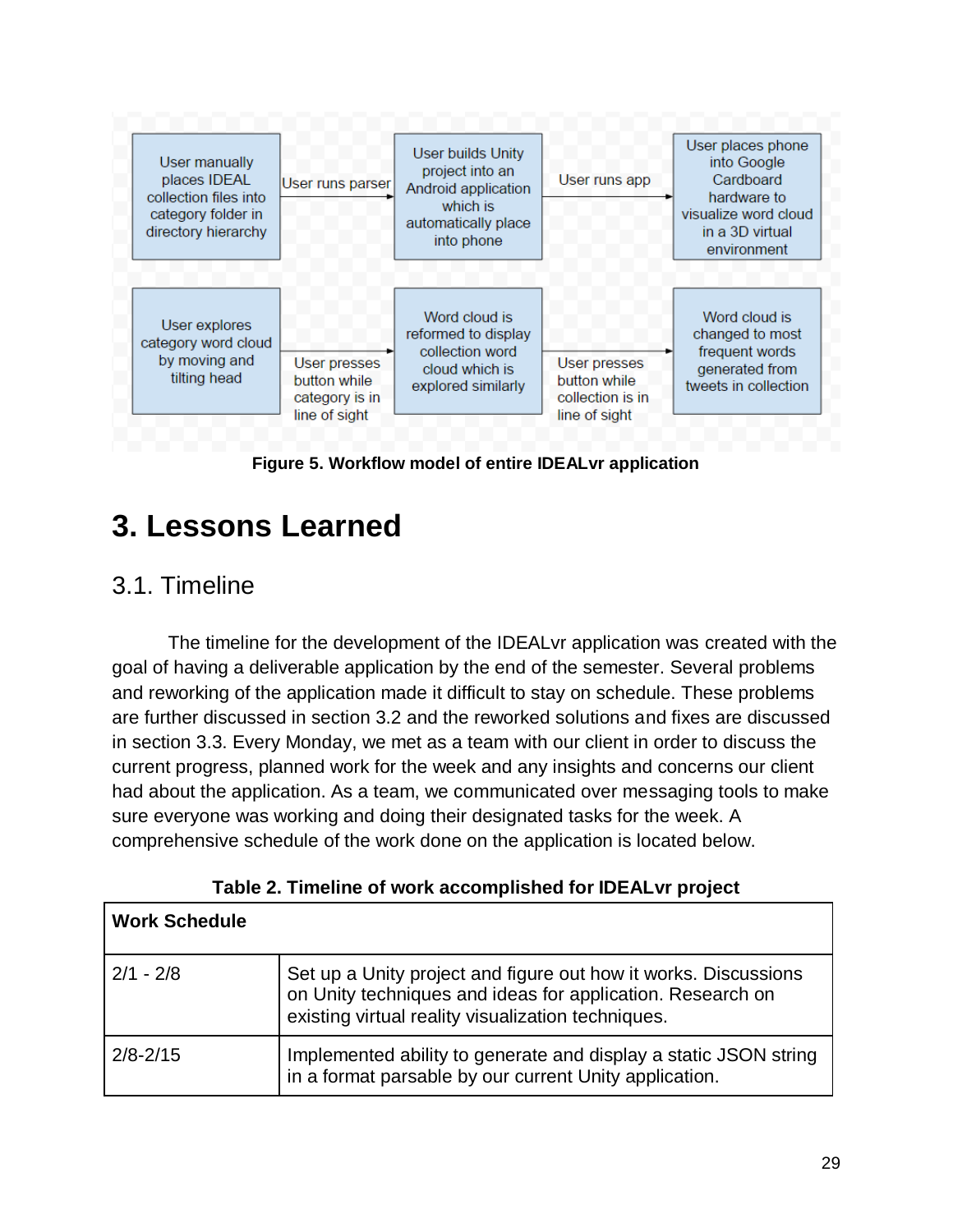User manually places IDEAL collection files into category folder in directory hierarchy → User runs parser → User builds Unity project into an Android application which is automatically place into phone → User runs app → User places phone into Google Cardboard hardware to visualize word cloud in a 3D virtual environment

User explores category word cloud by moving and tilting head → User presses button while category is in line of sight → Word cloud is reformed to display collection word cloud which is explored similarly → User presses button while collection is in line of sight → Word cloud is changed to most frequent words generated from tweets in collection

**Figure 5. Workflow model of entire IDEALvr application**

# 3. Lessons Learned

## 3.1. Timeline

The timeline for the development of the IDEALvr application was created with the goal of having a deliverable application by the end of the semester. Several problems and reworking of the application made it difficult to stay on schedule. These problems are further discussed in section 3.2 and the reworked solutions and fixes are discussed in section 3.3. Every Monday, we met as a team with our client in order to discuss the current progress, planned work for the week and any insights and concerns our client had about the application. As a team, we communicated over messaging tools to make sure everyone was working and doing their designated tasks for the week. A comprehensive schedule of the work done on the application is located below.

**Table 2. Timeline of work accomplished for IDEALvr project**

| **Work Schedule** | |
|---|---|
| 2/1 - 2/8 | Set up a Unity project and figure out how it works. Discussions on Unity techniques and ideas for application. Research on existing virtual reality visualization techniques. |
| 2/8-2/15 | Implemented ability to generate and display a static JSON string in a format parsable by our current Unity application. |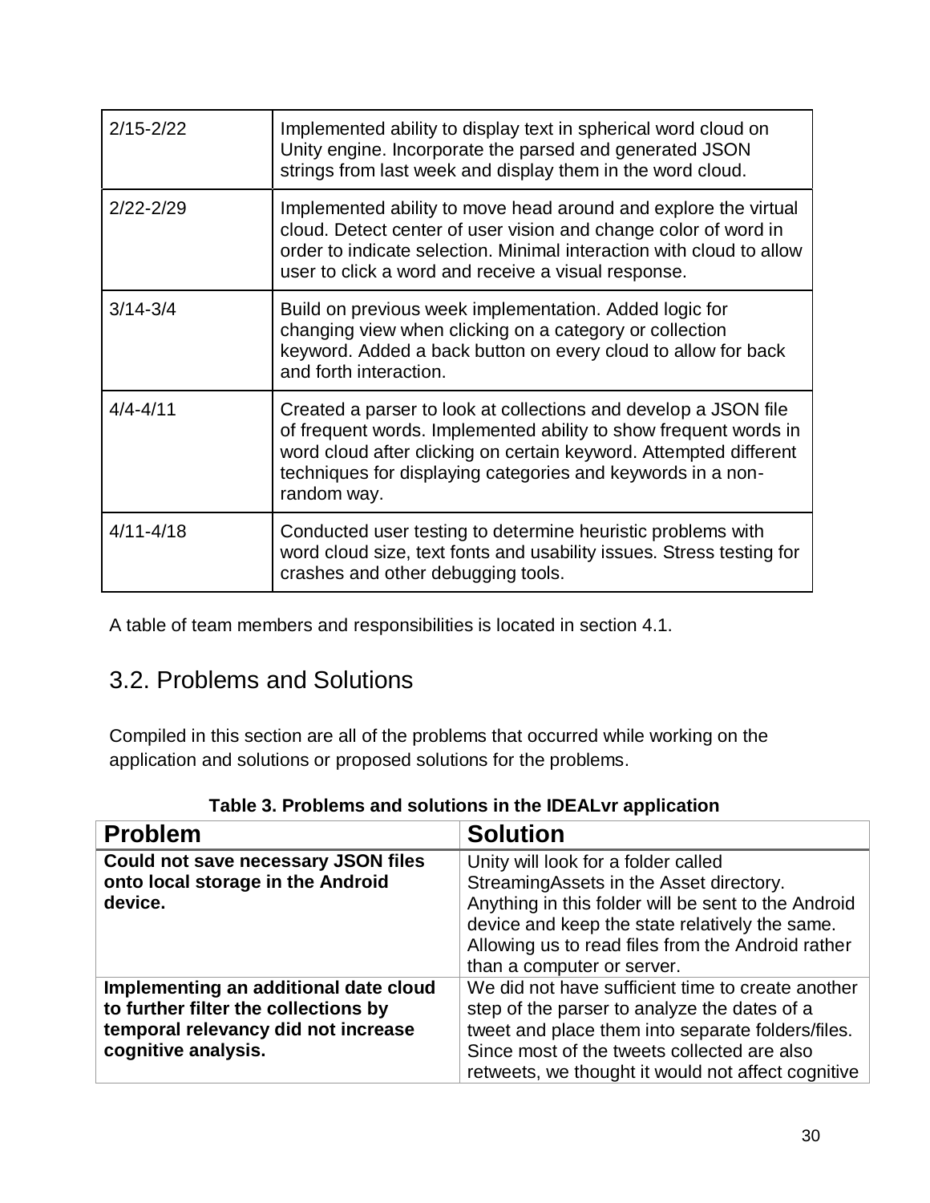| | |
|---|---|
| 2/15-2/22 | Implemented ability to display text in spherical word cloud on Unity engine. Incorporate the parsed and generated JSON strings from last week and display them in the word cloud. |
| 2/22-2/29 | Implemented ability to move head around and explore the virtual cloud. Detect center of user vision and change color of word in order to indicate selection. Minimal interaction with cloud to allow user to click a word and receive a visual response. |
| 3/14-3/4 | Build on previous week implementation. Added logic for changing view when clicking on a category or collection keyword. Added a back button on every cloud to allow for back and forth interaction. |
| 4/4-4/11 | Created a parser to look at collections and develop a JSON file of frequent words. Implemented ability to show frequent words in word cloud after clicking on certain keyword. Attempted different techniques for displaying categories and keywords in a non-random way. |
| 4/11-4/18 | Conducted user testing to determine heuristic problems with word cloud size, text fonts and usability issues. Stress testing for crashes and other debugging tools. |

A table of team members and responsibilities is located in section 4.1.

## 3.2. Problems and Solutions

Compiled in this section are all of the problems that occurred while working on the application and solutions or proposed solutions for the problems.

**Table 3. Problems and solutions in the IDEALvr application**

| Problem | Solution |
|---|---|
| **Could not save necessary JSON files onto local storage in the Android device.** | Unity will look for a folder called StreamingAssets in the Asset directory. Anything in this folder will be sent to the Android device and keep the state relatively the same. Allowing us to read files from the Android rather than a computer or server. |
| **Implementing an additional date cloud to further filter the collections by temporal relevancy did not increase cognitive analysis.** | We did not have sufficient time to create another step of the parser to analyze the dates of a tweet and place them into separate folders/files. Since most of the tweets collected are also retweets, we thought it would not affect cognitive |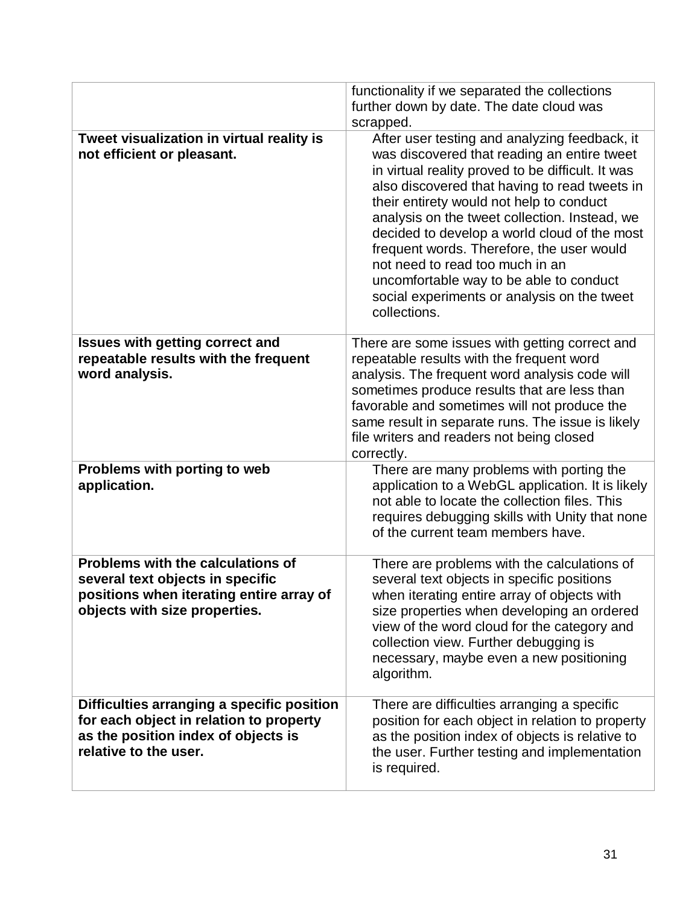| | |
|---|---|
| | functionality if we separated the collections further down by date. The date cloud was scrapped. |
| **Tweet visualization in virtual reality is not efficient or pleasant.** | After user testing and analyzing feedback, it was discovered that reading an entire tweet in virtual reality proved to be difficult. It was also discovered that having to read tweets in their entirety would not help to conduct analysis on the tweet collection. Instead, we decided to develop a world cloud of the most frequent words. Therefore, the user would not need to read too much in an uncomfortable way to be able to conduct social experiments or analysis on the tweet collections. |
| **Issues with getting correct and repeatable results with the frequent word analysis.** | There are some issues with getting correct and repeatable results with the frequent word analysis. The frequent word analysis code will sometimes produce results that are less than favorable and sometimes will not produce the same result in separate runs. The issue is likely file writers and readers not being closed correctly. |
| **Problems with porting to web application.** | There are many problems with porting the application to a WebGL application. It is likely not able to locate the collection files. This requires debugging skills with Unity that none of the current team members have. |
| **Problems with the calculations of several text objects in specific positions when iterating entire array of objects with size properties.** | There are problems with the calculations of several text objects in specific positions when iterating entire array of objects with size properties when developing an ordered view of the word cloud for the category and collection view. Further debugging is necessary, maybe even a new positioning algorithm. |
| **Difficulties arranging a specific position for each object in relation to property as the position index of objects is relative to the user.** | There are difficulties arranging a specific position for each object in relation to property as the position index of objects is relative to the user. Further testing and implementation is required. |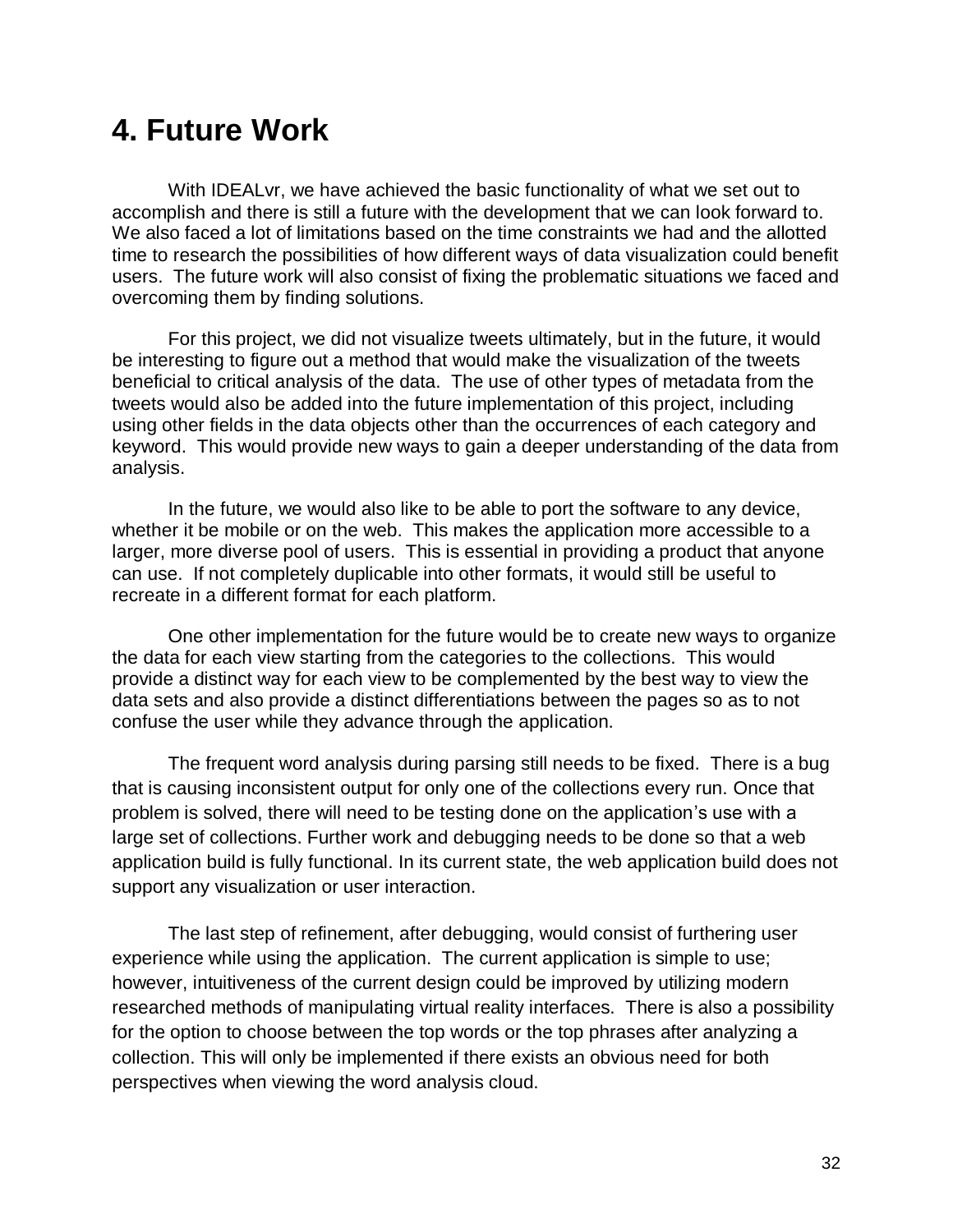# 4. Future Work

With IDEALvr, we have achieved the basic functionality of what we set out to accomplish and there is still a future with the development that we can look forward to. We also faced a lot of limitations based on the time constraints we had and the allotted time to research the possibilities of how different ways of data visualization could benefit users. The future work will also consist of fixing the problematic situations we faced and overcoming them by finding solutions.

For this project, we did not visualize tweets ultimately, but in the future, it would be interesting to figure out a method that would make the visualization of the tweets beneficial to critical analysis of the data. The use of other types of metadata from the tweets would also be added into the future implementation of this project, including using other fields in the data objects other than the occurrences of each category and keyword. This would provide new ways to gain a deeper understanding of the data from analysis.

In the future, we would also like to be able to port the software to any device, whether it be mobile or on the web. This makes the application more accessible to a larger, more diverse pool of users. This is essential in providing a product that anyone can use. If not completely duplicable into other formats, it would still be useful to recreate in a different format for each platform.

One other implementation for the future would be to create new ways to organize the data for each view starting from the categories to the collections. This would provide a distinct way for each view to be complemented by the best way to view the data sets and also provide a distinct differentiations between the pages so as to not confuse the user while they advance through the application.

The frequent word analysis during parsing still needs to be fixed. There is a bug that is causing inconsistent output for only one of the collections every run. Once that problem is solved, there will need to be testing done on the application's use with a large set of collections. Further work and debugging needs to be done so that a web application build is fully functional. In its current state, the web application build does not support any visualization or user interaction.

The last step of refinement, after debugging, would consist of furthering user experience while using the application. The current application is simple to use; however, intuitiveness of the current design could be improved by utilizing modern researched methods of manipulating virtual reality interfaces. There is also a possibility for the option to choose between the top words or the top phrases after analyzing a collection. This will only be implemented if there exists an obvious need for both perspectives when viewing the word analysis cloud.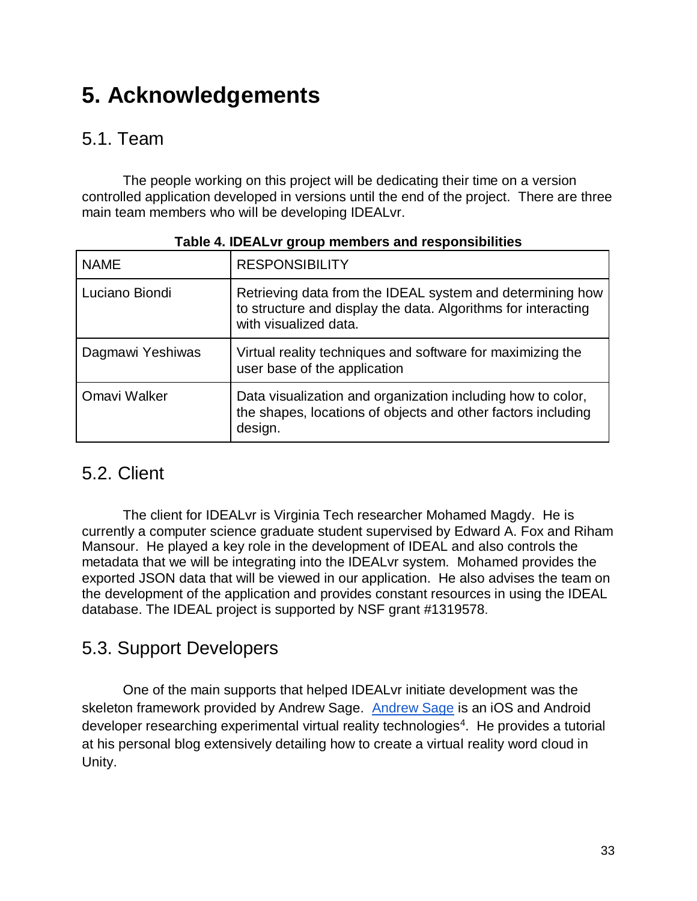# 5. Acknowledgements

## 5.1. Team

The people working on this project will be dedicating their time on a version controlled application developed in versions until the end of the project. There are three main team members who will be developing IDEALvr.

**Table 4. IDEALvr group members and responsibilities**

| NAME | RESPONSIBILITY |
|---|---|
| Luciano Biondi | Retrieving data from the IDEAL system and determining how to structure and display the data. Algorithms for interacting with visualized data. |
| Dagmawi Yeshiwas | Virtual reality techniques and software for maximizing the user base of the application |
| Omavi Walker | Data visualization and organization including how to color, the shapes, locations of objects and other factors including design. |

## 5.2. Client

The client for IDEALvr is Virginia Tech researcher Mohamed Magdy. He is currently a computer science graduate student supervised by Edward A. Fox and Riham Mansour. He played a key role in the development of IDEAL and also controls the metadata that we will be integrating into the IDEALvr system. Mohamed provides the exported JSON data that will be viewed in our application. He also advises the team on the development of the application and provides constant resources in using the IDEAL database. The IDEAL project is supported by NSF grant #1319578.

## 5.3. Support Developers

One of the main supports that helped IDEALvr initiate development was the skeleton framework provided by Andrew Sage. Andrew Sage is an iOS and Android developer researching experimental virtual reality technologies[4]. He provides a tutorial at his personal blog extensively detailing how to create a virtual reality word cloud in Unity.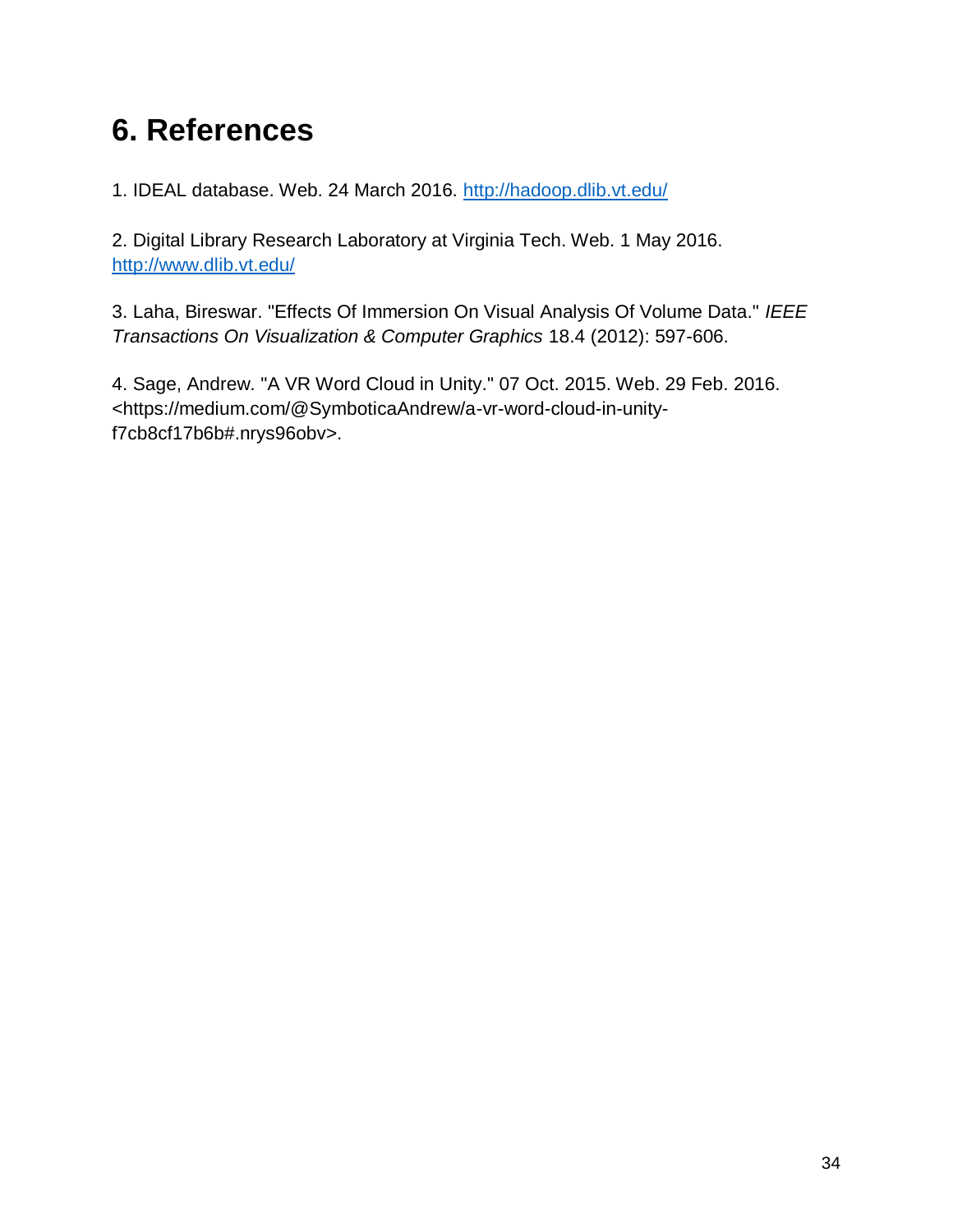# 6. References

1. IDEAL database. Web. 24 March 2016. http://hadoop.dlib.vt.edu/

2. Digital Library Research Laboratory at Virginia Tech. Web. 1 May 2016. http://www.dlib.vt.edu/

3. Laha, Bireswar. "Effects Of Immersion On Visual Analysis Of Volume Data." *IEEE Transactions On Visualization & Computer Graphics* 18.4 (2012): 597-606.

4. Sage, Andrew. "A VR Word Cloud in Unity." 07 Oct. 2015. Web. 29 Feb. 2016. <https://medium.com/@SymboticaAndrew/a-vr-word-cloud-in-unity-f7cb8cf17b6b#.nrys96obv>.